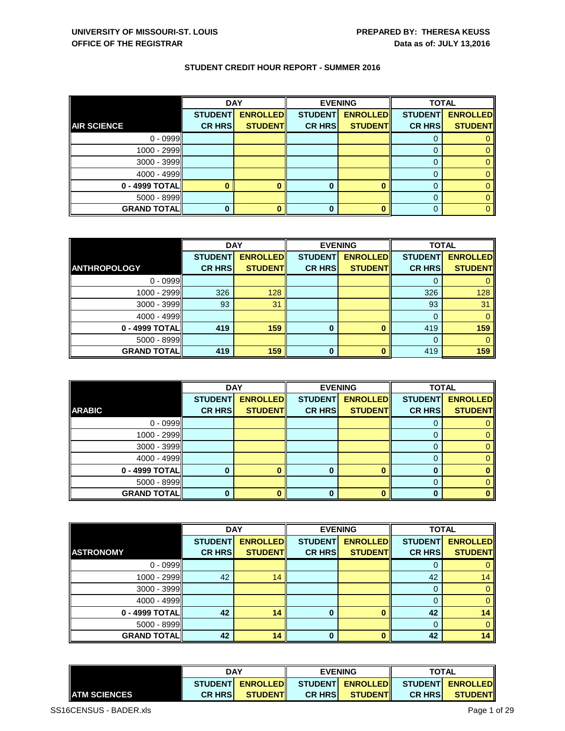**UNIVERSITY OF MISSOURI-ST. LOUIS**
**OFFICE OF THE REGISTRAR**

**PREPARED BY: THERESA KEUSS**
**Data as of: JULY 13,2016**

## STUDENT CREDIT HOUR REPORT - SUMMER 2016

| | DAY | | EVENING | | TOTAL | |
|---|---|---|---|---|---|---|
| **AIR SCIENCE** | **STUDENT CR HRS** | **ENROLLED STUDENT** | **STUDENT CR HRS** | **ENROLLED STUDENT** | **STUDENT CR HRS** | **ENROLLED STUDENT** |
| 0 - 0999 | | | | | 0 | 0 |
| 1000 - 2999 | | | | | 0 | 0 |
| 3000 - 3999 | | | | | 0 | 0 |
| 4000 - 4999 | | | | | 0 | 0 |
| **0 - 4999 TOTAL** | **0** | **0** | **0** | **0** | 0 | 0 |
| 5000 - 8999 | | | | | 0 | 0 |
| **GRAND TOTAL** | **0** | **0** | **0** | **0** | 0 | 0 |

| | DAY | | EVENING | | TOTAL | |
|---|---|---|---|---|---|---|
| **ANTHROPOLOGY** | **STUDENT CR HRS** | **ENROLLED STUDENT** | **STUDENT CR HRS** | **ENROLLED STUDENT** | **STUDENT CR HRS** | **ENROLLED STUDENT** |
| 0 - 0999 | | | | | 0 | 0 |
| 1000 - 2999 | 326 | 128 | | | 326 | 128 |
| 3000 - 3999 | 93 | 31 | | | 93 | 31 |
| 4000 - 4999 | | | | | 0 | 0 |
| **0 - 4999 TOTAL** | **419** | **159** | **0** | **0** | 419 | **159** |
| 5000 - 8999 | | | | | 0 | 0 |
| **GRAND TOTAL** | **419** | **159** | **0** | **0** | 419 | **159** |

| | DAY | | EVENING | | TOTAL | |
|---|---|---|---|---|---|---|
| **ARABIC** | **STUDENT CR HRS** | **ENROLLED STUDENT** | **STUDENT CR HRS** | **ENROLLED STUDENT** | **STUDENT CR HRS** | **ENROLLED STUDENT** |
| 0 - 0999 | | | | | 0 | 0 |
| 1000 - 2999 | | | | | 0 | 0 |
| 3000 - 3999 | | | | | 0 | 0 |
| 4000 - 4999 | | | | | 0 | 0 |
| **0 - 4999 TOTAL** | **0** | **0** | **0** | **0** | **0** | **0** |
| 5000 - 8999 | | | | | 0 | 0 |
| **GRAND TOTAL** | **0** | **0** | **0** | **0** | **0** | **0** |

| | DAY | | EVENING | | TOTAL | |
|---|---|---|---|---|---|---|
| **ASTRONOMY** | **STUDENT CR HRS** | **ENROLLED STUDENT** | **STUDENT CR HRS** | **ENROLLED STUDENT** | **STUDENT CR HRS** | **ENROLLED STUDENT** |
| 0 - 0999 | | | | | 0 | 0 |
| 1000 - 2999 | 42 | 14 | | | 42 | 14 |
| 3000 - 3999 | | | | | 0 | 0 |
| 4000 - 4999 | | | | | 0 | 0 |
| **0 - 4999 TOTAL** | **42** | **14** | **0** | **0** | **42** | **14** |
| 5000 - 8999 | | | | | 0 | 0 |
| **GRAND TOTAL** | **42** | **14** | **0** | **0** | **42** | **14** |

| | DAY | | EVENING | | TOTAL | |
|---|---|---|---|---|---|---|
| **ATM SCIENCES** | **STUDENT CR HRS** | **ENROLLED STUDENT** | **STUDENT CR HRS** | **ENROLLED STUDENT** | **STUDENT CR HRS** | **ENROLLED STUDENT** |

SS16CENSUS - BADER.xls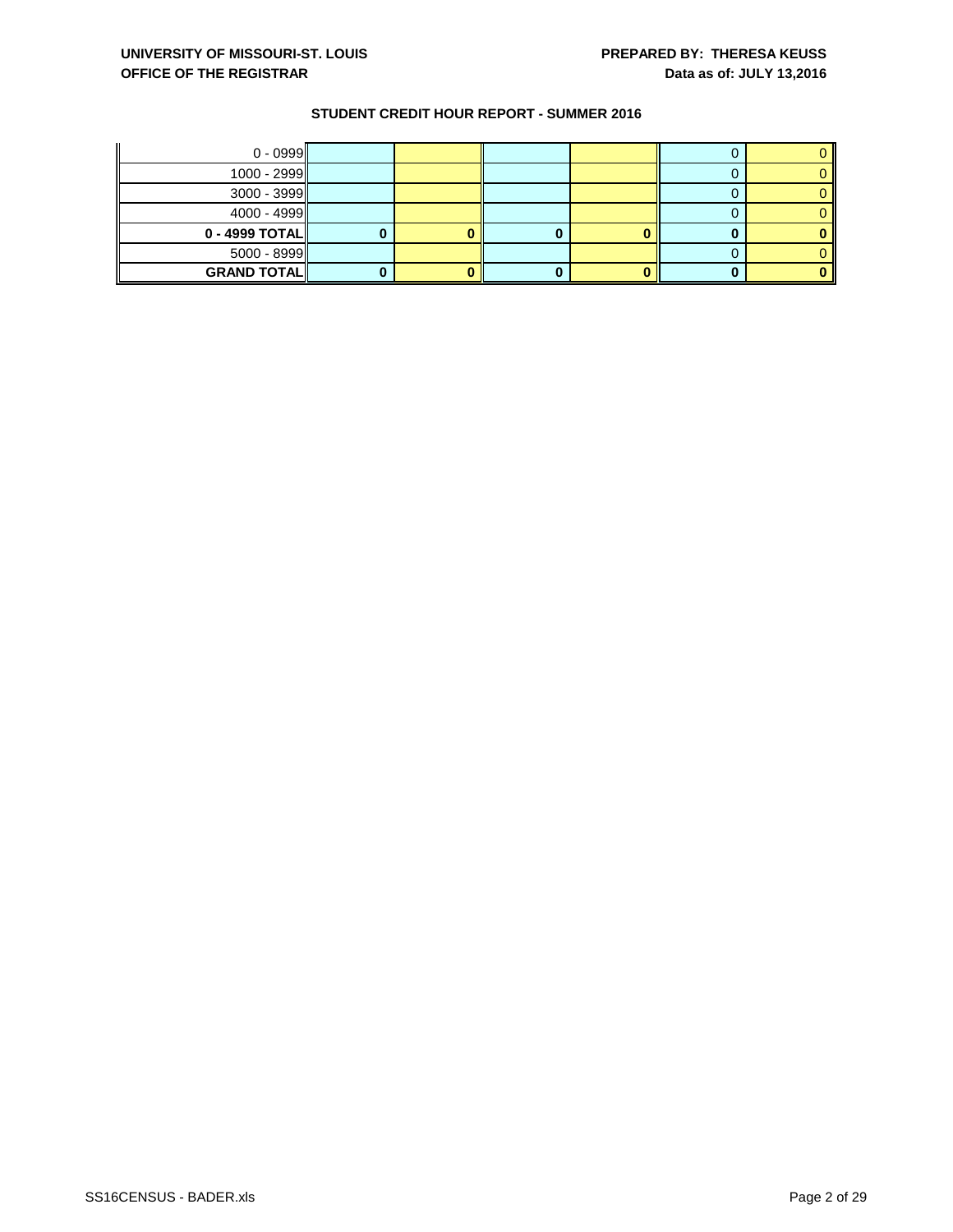UNIVERSITY OF MISSOURI-ST. LOUIS
OFFICE OF THE REGISTRAR

PREPARED BY: THERESA KEUSS
Data as of: JULY 13,2016

## STUDENT CREDIT HOUR REPORT - SUMMER 2016

| | | | | | | |
|---|---|---|---|---|---|---|
| 0 - 0999 | | | | | 0 | 0 |
| 1000 - 2999 | | | | | 0 | 0 |
| 3000 - 3999 | | | | | 0 | 0 |
| 4000 - 4999 | | | | | 0 | 0 |
| **0 - 4999 TOTAL** | **0** | **0** | **0** | **0** | **0** | **0** |
| 5000 - 8999 | | | | | 0 | 0 |
| **GRAND TOTAL** | **0** | **0** | **0** | **0** | **0** | **0** |

SS16CENSUS - BADER.xls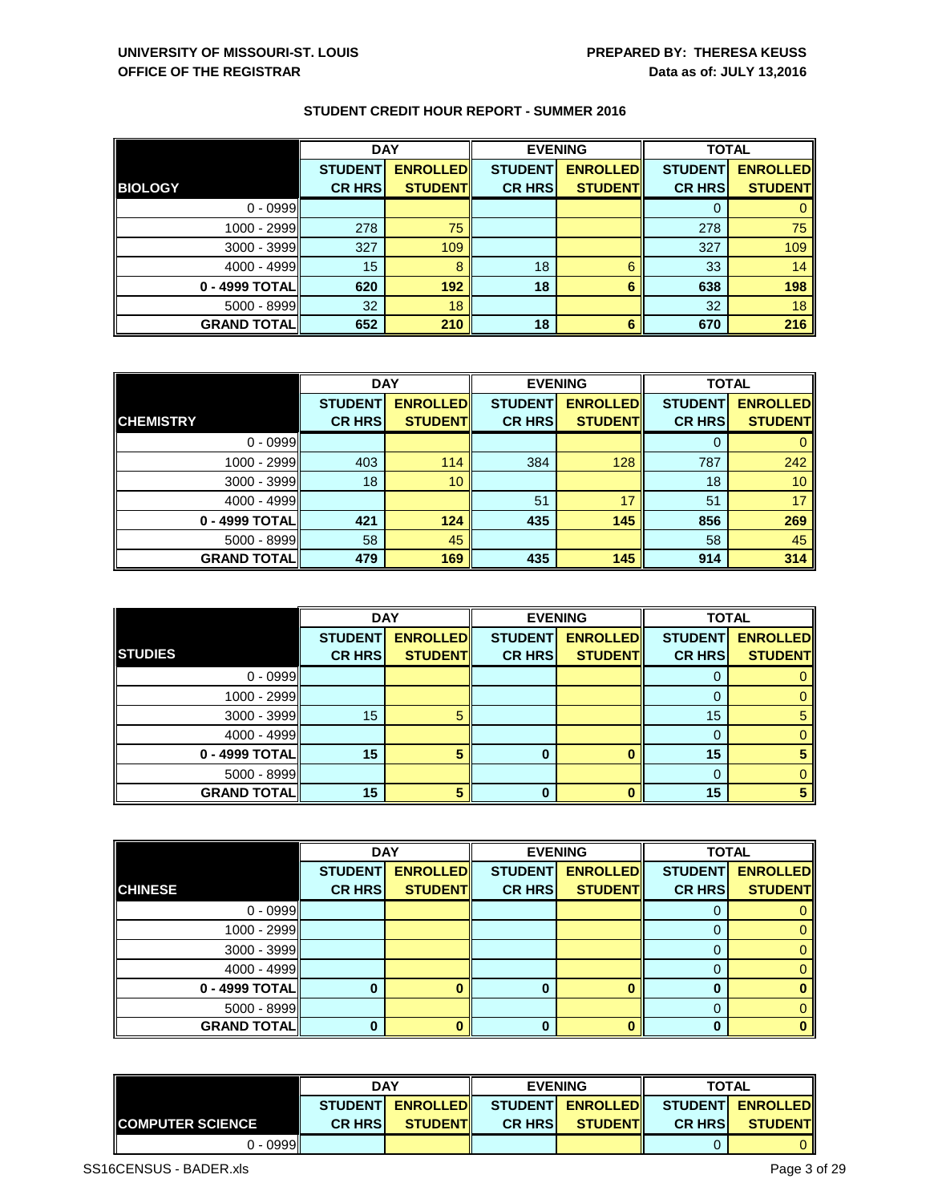**UNIVERSITY OF MISSOURI-ST. LOUIS**
**OFFICE OF THE REGISTRAR**

**PREPARED BY: THERESA KEUSS**
**Data as of: JULY 13,2016**

## STUDENT CREDIT HOUR REPORT - SUMMER 2016

| | DAY | | EVENING | | TOTAL | |
|---|---|---|---|---|---|---|
| **BIOLOGY** | **STUDENT CR HRS** | **ENROLLED STUDENT** | **STUDENT CR HRS** | **ENROLLED STUDENT** | **STUDENT CR HRS** | **ENROLLED STUDENT** |
| 0 - 0999 | | | | | 0 | 0 |
| 1000 - 2999 | 278 | 75 | | | 278 | 75 |
| 3000 - 3999 | 327 | 109 | | | 327 | 109 |
| 4000 - 4999 | 15 | 8 | 18 | 6 | 33 | 14 |
| **0 - 4999 TOTAL** | **620** | **192** | **18** | **6** | **638** | **198** |
| 5000 - 8999 | 32 | 18 | | | 32 | 18 |
| **GRAND TOTAL** | **652** | **210** | **18** | **6** | **670** | **216** |

| | DAY | | EVENING | | TOTAL | |
|---|---|---|---|---|---|---|
| **CHEMISTRY** | **STUDENT CR HRS** | **ENROLLED STUDENT** | **STUDENT CR HRS** | **ENROLLED STUDENT** | **STUDENT CR HRS** | **ENROLLED STUDENT** |
| 0 - 0999 | | | | | 0 | 0 |
| 1000 - 2999 | 403 | 114 | 384 | 128 | 787 | 242 |
| 3000 - 3999 | 18 | 10 | | | 18 | 10 |
| 4000 - 4999 | | | 51 | 17 | 51 | 17 |
| **0 - 4999 TOTAL** | **421** | **124** | **435** | **145** | **856** | **269** |
| 5000 - 8999 | 58 | 45 | | | 58 | 45 |
| **GRAND TOTAL** | **479** | **169** | **435** | **145** | **914** | **314** |

| | DAY | | EVENING | | TOTAL | |
|---|---|---|---|---|---|---|
| **STUDIES** | **STUDENT CR HRS** | **ENROLLED STUDENT** | **STUDENT CR HRS** | **ENROLLED STUDENT** | **STUDENT CR HRS** | **ENROLLED STUDENT** |
| 0 - 0999 | | | | | 0 | 0 |
| 1000 - 2999 | | | | | 0 | 0 |
| 3000 - 3999 | 15 | 5 | | | 15 | 5 |
| 4000 - 4999 | | | | | 0 | 0 |
| **0 - 4999 TOTAL** | **15** | **5** | **0** | **0** | **15** | **5** |
| 5000 - 8999 | | | | | 0 | 0 |
| **GRAND TOTAL** | **15** | **5** | **0** | **0** | **15** | **5** |

| | DAY | | EVENING | | TOTAL | |
|---|---|---|---|---|---|---|
| **CHINESE** | **STUDENT CR HRS** | **ENROLLED STUDENT** | **STUDENT CR HRS** | **ENROLLED STUDENT** | **STUDENT CR HRS** | **ENROLLED STUDENT** |
| 0 - 0999 | | | | | 0 | 0 |
| 1000 - 2999 | | | | | 0 | 0 |
| 3000 - 3999 | | | | | 0 | 0 |
| 4000 - 4999 | | | | | 0 | 0 |
| **0 - 4999 TOTAL** | **0** | **0** | **0** | **0** | **0** | **0** |
| 5000 - 8999 | | | | | 0 | 0 |
| **GRAND TOTAL** | **0** | **0** | **0** | **0** | **0** | **0** |

| | DAY | | EVENING | | TOTAL | |
|---|---|---|---|---|---|---|
| **COMPUTER SCIENCE** | **STUDENT CR HRS** | **ENROLLED STUDENT** | **STUDENT CR HRS** | **ENROLLED STUDENT** | **STUDENT CR HRS** | **ENROLLED STUDENT** |
| 0 - 0999 | | | | | 0 | 0 |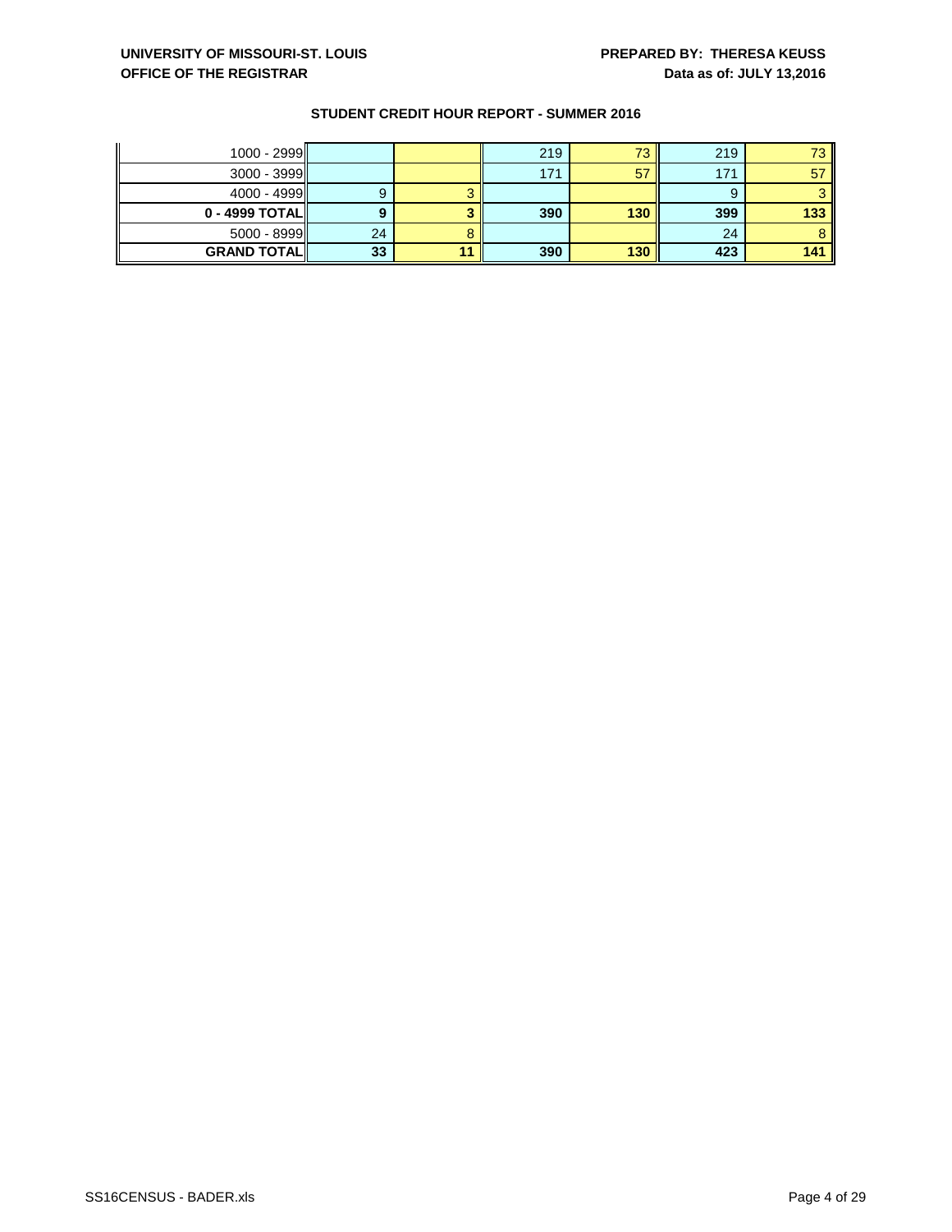UNIVERSITY OF MISSOURI-ST. LOUIS
OFFICE OF THE REGISTRAR

PREPARED BY: THERESA KEUSS
Data as of: JULY 13,2016

## STUDENT CREDIT HOUR REPORT - SUMMER 2016

| | | | | | | |
|---|---|---|---|---|---|---|
| 1000 - 2999 | | | 219 | 73 | 219 | 73 |
| 3000 - 3999 | | | 171 | 57 | 171 | 57 |
| 4000 - 4999 | 9 | 3 | | | 9 | 3 |
| **0 - 4999 TOTAL** | **9** | **3** | **390** | **130** | **399** | **133** |
| 5000 - 8999 | 24 | 8 | | | 24 | 8 |
| **GRAND TOTAL** | **33** | **11** | **390** | **130** | **423** | **141** |

SS16CENSUS - BADER.xls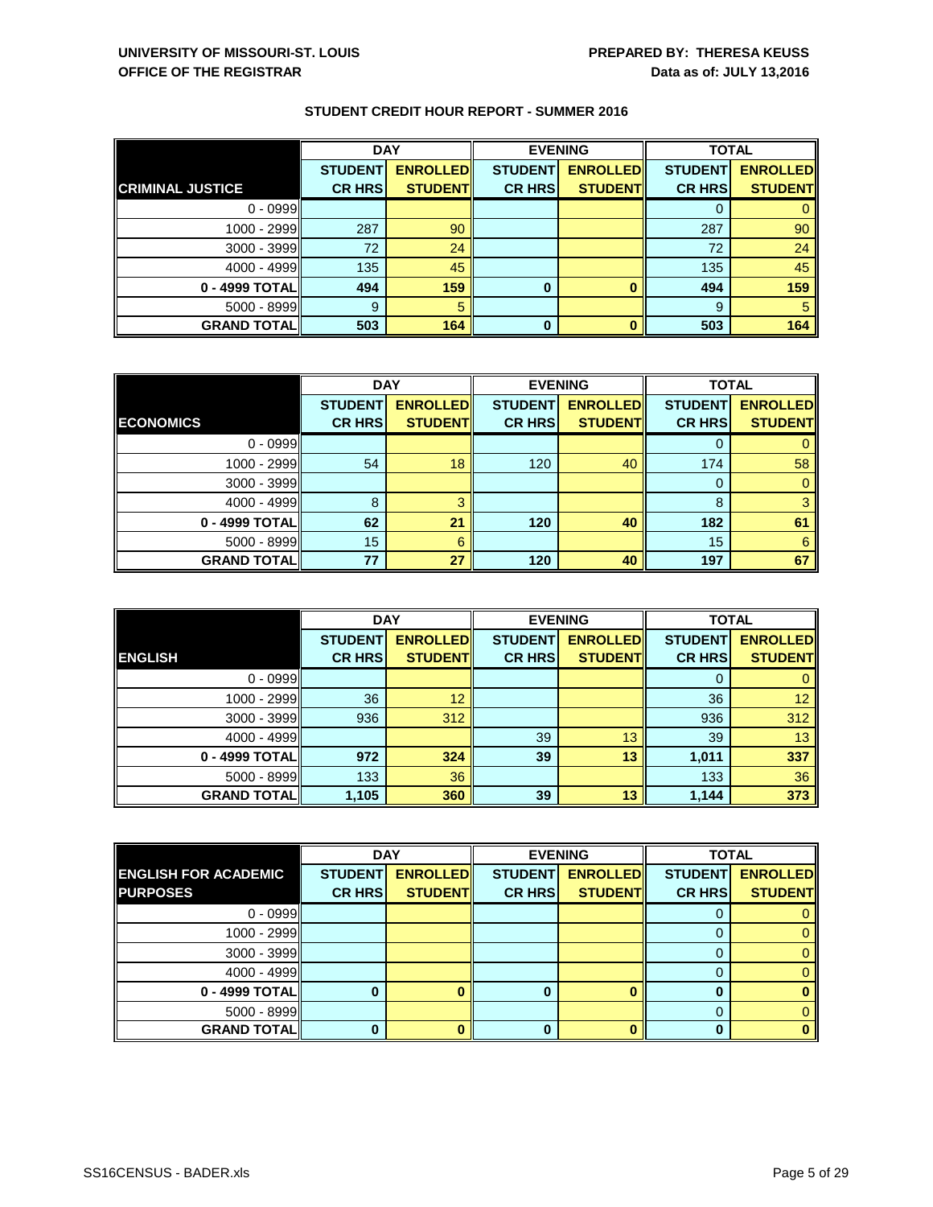UNIVERSITY OF MISSOURI-ST. LOUIS
OFFICE OF THE REGISTRAR

PREPARED BY: THERESA KEUSS
Data as of: JULY 13,2016

## STUDENT CREDIT HOUR REPORT - SUMMER 2016

| | DAY | | EVENING | | TOTAL | |
|---|---|---|---|---|---|---|
| **CRIMINAL JUSTICE** | **STUDENT CR HRS** | **ENROLLED STUDENT** | **STUDENT CR HRS** | **ENROLLED STUDENT** | **STUDENT CR HRS** | **ENROLLED STUDENT** |
| 0 - 0999 | | | | | 0 | 0 |
| 1000 - 2999 | 287 | 90 | | | 287 | 90 |
| 3000 - 3999 | 72 | 24 | | | 72 | 24 |
| 4000 - 4999 | 135 | 45 | | | 135 | 45 |
| **0 - 4999 TOTAL** | **494** | **159** | **0** | **0** | **494** | **159** |
| 5000 - 8999 | 9 | 5 | | | 9 | 5 |
| **GRAND TOTAL** | **503** | **164** | **0** | **0** | **503** | **164** |

| | DAY | | EVENING | | TOTAL | |
|---|---|---|---|---|---|---|
| **ECONOMICS** | **STUDENT CR HRS** | **ENROLLED STUDENT** | **STUDENT CR HRS** | **ENROLLED STUDENT** | **STUDENT CR HRS** | **ENROLLED STUDENT** |
| 0 - 0999 | | | | | 0 | 0 |
| 1000 - 2999 | 54 | 18 | 120 | 40 | 174 | 58 |
| 3000 - 3999 | | | | | 0 | 0 |
| 4000 - 4999 | 8 | 3 | | | 8 | 3 |
| **0 - 4999 TOTAL** | **62** | **21** | **120** | **40** | **182** | **61** |
| 5000 - 8999 | 15 | 6 | | | 15 | 6 |
| **GRAND TOTAL** | **77** | **27** | **120** | **40** | **197** | **67** |

| | DAY | | EVENING | | TOTAL | |
|---|---|---|---|---|---|---|
| **ENGLISH** | **STUDENT CR HRS** | **ENROLLED STUDENT** | **STUDENT CR HRS** | **ENROLLED STUDENT** | **STUDENT CR HRS** | **ENROLLED STUDENT** |
| 0 - 0999 | | | | | 0 | 0 |
| 1000 - 2999 | 36 | 12 | | | 36 | 12 |
| 3000 - 3999 | 936 | 312 | | | 936 | 312 |
| 4000 - 4999 | | | 39 | 13 | 39 | 13 |
| **0 - 4999 TOTAL** | **972** | **324** | **39** | **13** | **1,011** | **337** |
| 5000 - 8999 | 133 | 36 | | | 133 | 36 |
| **GRAND TOTAL** | **1,105** | **360** | **39** | **13** | **1,144** | **373** |

| | DAY | | EVENING | | TOTAL | |
|---|---|---|---|---|---|---|
| **ENGLISH FOR ACADEMIC PURPOSES** | **STUDENT CR HRS** | **ENROLLED STUDENT** | **STUDENT CR HRS** | **ENROLLED STUDENT** | **STUDENT CR HRS** | **ENROLLED STUDENT** |
| 0 - 0999 | | | | | 0 | 0 |
| 1000 - 2999 | | | | | 0 | 0 |
| 3000 - 3999 | | | | | 0 | 0 |
| 4000 - 4999 | | | | | 0 | 0 |
| **0 - 4999 TOTAL** | **0** | **0** | **0** | **0** | **0** | **0** |
| 5000 - 8999 | | | | | 0 | 0 |
| **GRAND TOTAL** | **0** | **0** | **0** | **0** | **0** | **0** |

SS16CENSUS - BADER.xls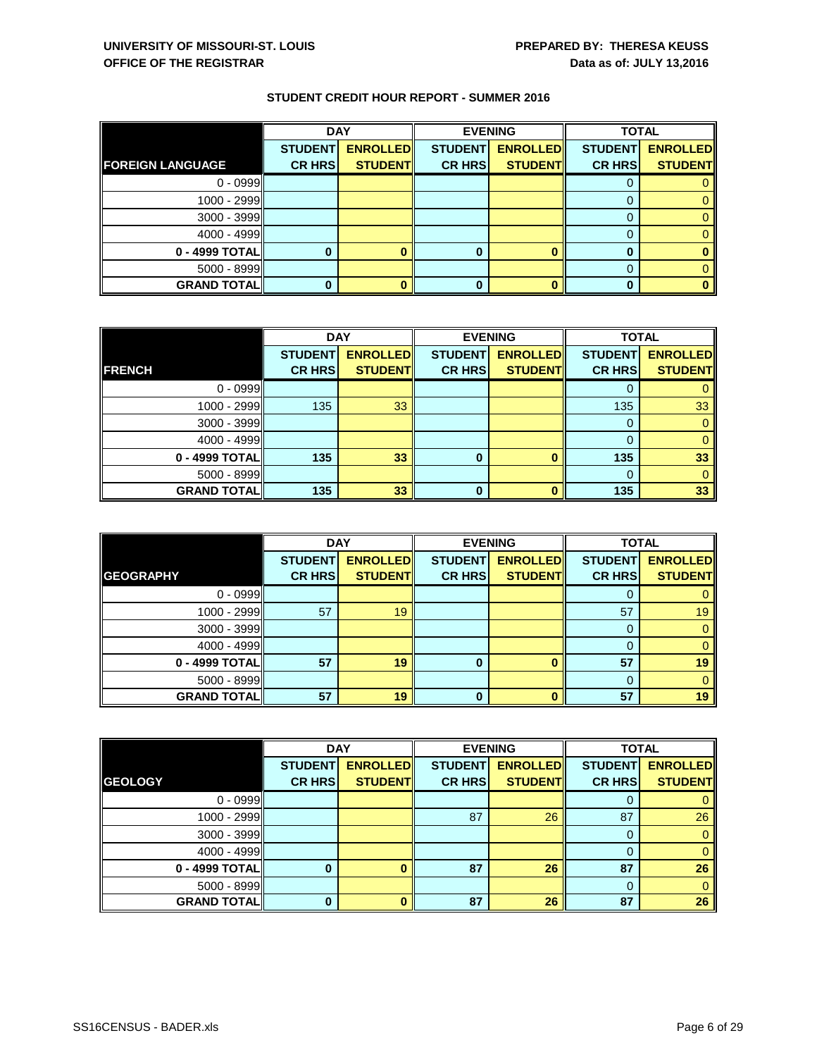**UNIVERSITY OF MISSOURI-ST. LOUIS**
**OFFICE OF THE REGISTRAR**

**PREPARED BY: THERESA KEUSS**
**Data as of: JULY 13,2016**

## STUDENT CREDIT HOUR REPORT - SUMMER 2016

| | DAY | | EVENING | | TOTAL | |
|---|---|---|---|---|---|---|
| **FOREIGN LANGUAGE** | **STUDENT CR HRS** | **ENROLLED STUDENT** | **STUDENT CR HRS** | **ENROLLED STUDENT** | **STUDENT CR HRS** | **ENROLLED STUDENT** |
| 0 - 0999 | | | | | 0 | 0 |
| 1000 - 2999 | | | | | 0 | 0 |
| 3000 - 3999 | | | | | 0 | 0 |
| 4000 - 4999 | | | | | 0 | 0 |
| **0 - 4999 TOTAL** | **0** | **0** | **0** | **0** | **0** | **0** |
| 5000 - 8999 | | | | | 0 | 0 |
| **GRAND TOTAL** | **0** | **0** | **0** | **0** | **0** | **0** |

| | DAY | | EVENING | | TOTAL | |
|---|---|---|---|---|---|---|
| **FRENCH** | **STUDENT CR HRS** | **ENROLLED STUDENT** | **STUDENT CR HRS** | **ENROLLED STUDENT** | **STUDENT CR HRS** | **ENROLLED STUDENT** |
| 0 - 0999 | | | | | 0 | 0 |
| 1000 - 2999 | 135 | 33 | | | 135 | 33 |
| 3000 - 3999 | | | | | 0 | 0 |
| 4000 - 4999 | | | | | 0 | 0 |
| **0 - 4999 TOTAL** | **135** | **33** | **0** | **0** | **135** | **33** |
| 5000 - 8999 | | | | | 0 | 0 |
| **GRAND TOTAL** | **135** | **33** | **0** | **0** | **135** | **33** |

| | DAY | | EVENING | | TOTAL | |
|---|---|---|---|---|---|---|
| **GEOGRAPHY** | **STUDENT CR HRS** | **ENROLLED STUDENT** | **STUDENT CR HRS** | **ENROLLED STUDENT** | **STUDENT CR HRS** | **ENROLLED STUDENT** |
| 0 - 0999 | | | | | 0 | 0 |
| 1000 - 2999 | 57 | 19 | | | 57 | 19 |
| 3000 - 3999 | | | | | 0 | 0 |
| 4000 - 4999 | | | | | 0 | 0 |
| **0 - 4999 TOTAL** | **57** | **19** | **0** | **0** | **57** | **19** |
| 5000 - 8999 | | | | | 0 | 0 |
| **GRAND TOTAL** | **57** | **19** | **0** | **0** | **57** | **19** |

| | DAY | | EVENING | | TOTAL | |
|---|---|---|---|---|---|---|
| **GEOLOGY** | **STUDENT CR HRS** | **ENROLLED STUDENT** | **STUDENT CR HRS** | **ENROLLED STUDENT** | **STUDENT CR HRS** | **ENROLLED STUDENT** |
| 0 - 0999 | | | | | 0 | 0 |
| 1000 - 2999 | | | 87 | 26 | 87 | 26 |
| 3000 - 3999 | | | | | 0 | 0 |
| 4000 - 4999 | | | | | 0 | 0 |
| **0 - 4999 TOTAL** | **0** | **0** | **87** | **26** | **87** | **26** |
| 5000 - 8999 | | | | | 0 | 0 |
| **GRAND TOTAL** | **0** | **0** | **87** | **26** | **87** | **26** |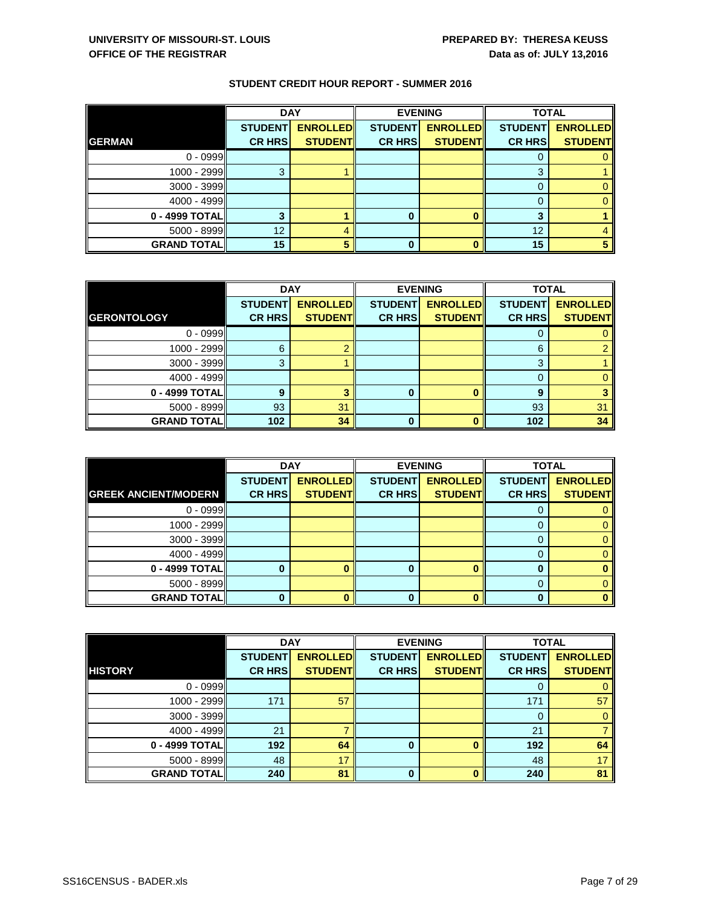**UNIVERSITY OF MISSOURI-ST. LOUIS**
**OFFICE OF THE REGISTRAR**

**PREPARED BY: THERESA KEUSS**
**Data as of: JULY 13,2016**

## STUDENT CREDIT HOUR REPORT - SUMMER 2016

| GERMAN | DAY | | EVENING | | TOTAL | |
|---|---|---|---|---|---|---|
| | STUDENT CR HRS | ENROLLED STUDENT | STUDENT CR HRS | ENROLLED STUDENT | STUDENT CR HRS | ENROLLED STUDENT |
| 0 - 0999 | | | | | 0 | 0 |
| 1000 - 2999 | 3 | 1 | | | 3 | 1 |
| 3000 - 3999 | | | | | 0 | 0 |
| 4000 - 4999 | | | | | 0 | 0 |
| **0 - 4999 TOTAL** | **3** | **1** | **0** | **0** | **3** | **1** |
| 5000 - 8999 | 12 | 4 | | | 12 | 4 |
| **GRAND TOTAL** | **15** | **5** | **0** | **0** | **15** | **5** |

| GERONTOLOGY | DAY | | EVENING | | TOTAL | |
|---|---|---|---|---|---|---|
| | STUDENT CR HRS | ENROLLED STUDENT | STUDENT CR HRS | ENROLLED STUDENT | STUDENT CR HRS | ENROLLED STUDENT |
| 0 - 0999 | | | | | 0 | 0 |
| 1000 - 2999 | 6 | 2 | | | 6 | 2 |
| 3000 - 3999 | 3 | 1 | | | 3 | 1 |
| 4000 - 4999 | | | | | 0 | 0 |
| **0 - 4999 TOTAL** | **9** | **3** | **0** | **0** | **9** | **3** |
| 5000 - 8999 | 93 | 31 | | | 93 | 31 |
| **GRAND TOTAL** | **102** | **34** | **0** | **0** | **102** | **34** |

| GREEK ANCIENT/MODERN | DAY | | EVENING | | TOTAL | |
|---|---|---|---|---|---|---|
| | STUDENT CR HRS | ENROLLED STUDENT | STUDENT CR HRS | ENROLLED STUDENT | STUDENT CR HRS | ENROLLED STUDENT |
| 0 - 0999 | | | | | 0 | 0 |
| 1000 - 2999 | | | | | 0 | 0 |
| 3000 - 3999 | | | | | 0 | 0 |
| 4000 - 4999 | | | | | 0 | 0 |
| **0 - 4999 TOTAL** | **0** | **0** | **0** | **0** | **0** | **0** |
| 5000 - 8999 | | | | | 0 | 0 |
| **GRAND TOTAL** | **0** | **0** | **0** | **0** | **0** | **0** |

| HISTORY | DAY | | EVENING | | TOTAL | |
|---|---|---|---|---|---|---|
| | STUDENT CR HRS | ENROLLED STUDENT | STUDENT CR HRS | ENROLLED STUDENT | STUDENT CR HRS | ENROLLED STUDENT |
| 0 - 0999 | | | | | 0 | 0 |
| 1000 - 2999 | 171 | 57 | | | 171 | 57 |
| 3000 - 3999 | | | | | 0 | 0 |
| 4000 - 4999 | 21 | 7 | | | 21 | 7 |
| **0 - 4999 TOTAL** | **192** | **64** | **0** | **0** | **192** | **64** |
| 5000 - 8999 | 48 | 17 | | | 48 | 17 |
| **GRAND TOTAL** | **240** | **81** | **0** | **0** | **240** | **81** |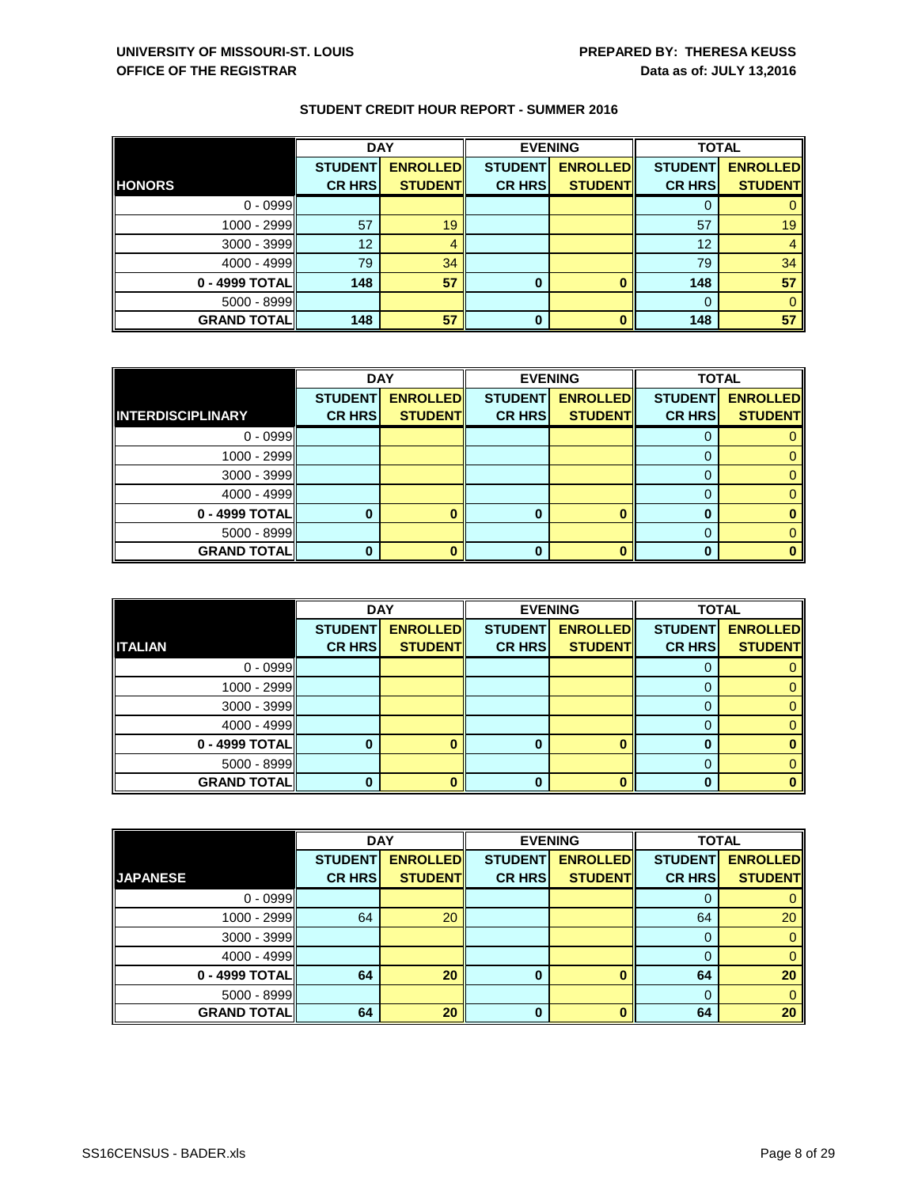UNIVERSITY OF MISSOURI-ST. LOUIS
OFFICE OF THE REGISTRAR

PREPARED BY: THERESA KEUSS
Data as of: JULY 13,2016

## STUDENT CREDIT HOUR REPORT - SUMMER 2016

| | DAY | | EVENING | | TOTAL | |
|---|---|---|---|---|---|---|
| **HONORS** | **STUDENT CR HRS** | **ENROLLED STUDENT** | **STUDENT CR HRS** | **ENROLLED STUDENT** | **STUDENT CR HRS** | **ENROLLED STUDENT** |
| 0 - 0999 | | | | | 0 | 0 |
| 1000 - 2999 | 57 | 19 | | | 57 | 19 |
| 3000 - 3999 | 12 | 4 | | | 12 | 4 |
| 4000 - 4999 | 79 | 34 | | | 79 | 34 |
| **0 - 4999 TOTAL** | **148** | **57** | **0** | **0** | **148** | **57** |
| 5000 - 8999 | | | | | 0 | 0 |
| **GRAND TOTAL** | **148** | **57** | **0** | **0** | **148** | **57** |

| | DAY | | EVENING | | TOTAL | |
|---|---|---|---|---|---|---|
| **INTERDISCIPLINARY** | **STUDENT CR HRS** | **ENROLLED STUDENT** | **STUDENT CR HRS** | **ENROLLED STUDENT** | **STUDENT CR HRS** | **ENROLLED STUDENT** |
| 0 - 0999 | | | | | 0 | 0 |
| 1000 - 2999 | | | | | 0 | 0 |
| 3000 - 3999 | | | | | 0 | 0 |
| 4000 - 4999 | | | | | 0 | 0 |
| **0 - 4999 TOTAL** | **0** | **0** | **0** | **0** | **0** | **0** |
| 5000 - 8999 | | | | | 0 | 0 |
| **GRAND TOTAL** | **0** | **0** | **0** | **0** | **0** | **0** |

| | DAY | | EVENING | | TOTAL | |
|---|---|---|---|---|---|---|
| **ITALIAN** | **STUDENT CR HRS** | **ENROLLED STUDENT** | **STUDENT CR HRS** | **ENROLLED STUDENT** | **STUDENT CR HRS** | **ENROLLED STUDENT** |
| 0 - 0999 | | | | | 0 | 0 |
| 1000 - 2999 | | | | | 0 | 0 |
| 3000 - 3999 | | | | | 0 | 0 |
| 4000 - 4999 | | | | | 0 | 0 |
| **0 - 4999 TOTAL** | **0** | **0** | **0** | **0** | **0** | **0** |
| 5000 - 8999 | | | | | 0 | 0 |
| **GRAND TOTAL** | **0** | **0** | **0** | **0** | **0** | **0** |

| | DAY | | EVENING | | TOTAL | |
|---|---|---|---|---|---|---|
| **JAPANESE** | **STUDENT CR HRS** | **ENROLLED STUDENT** | **STUDENT CR HRS** | **ENROLLED STUDENT** | **STUDENT CR HRS** | **ENROLLED STUDENT** |
| 0 - 0999 | | | | | 0 | 0 |
| 1000 - 2999 | 64 | 20 | | | 64 | 20 |
| 3000 - 3999 | | | | | 0 | 0 |
| 4000 - 4999 | | | | | 0 | 0 |
| **0 - 4999 TOTAL** | **64** | **20** | **0** | **0** | **64** | **20** |
| 5000 - 8999 | | | | | 0 | 0 |
| **GRAND TOTAL** | **64** | **20** | **0** | **0** | **64** | **20** |

SS16CENSUS - BADER.xls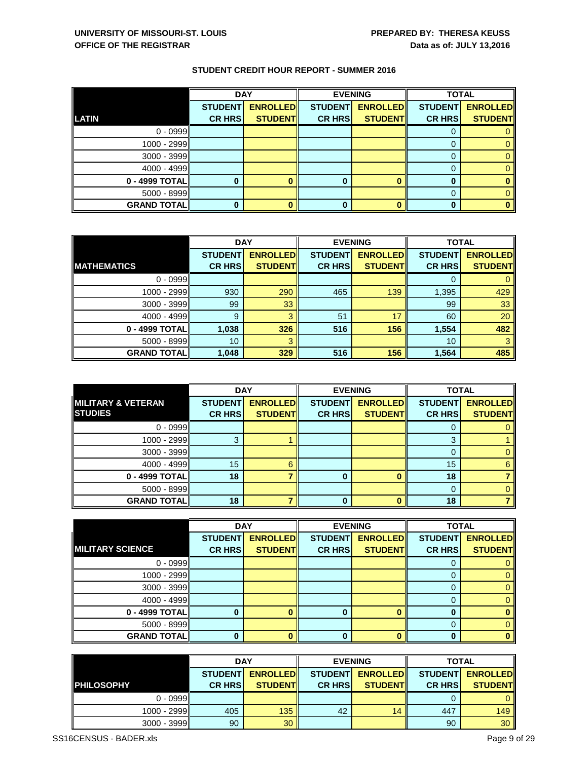**UNIVERSITY OF MISSOURI-ST. LOUIS**
**OFFICE OF THE REGISTRAR**

**PREPARED BY: THERESA KEUSS**
**Data as of: JULY 13,2016**

## STUDENT CREDIT HOUR REPORT - SUMMER 2016

| | DAY | | EVENING | | TOTAL | |
|---|---|---|---|---|---|---|
| **LATIN** | **STUDENT CR HRS** | **ENROLLED STUDENT** | **STUDENT CR HRS** | **ENROLLED STUDENT** | **STUDENT CR HRS** | **ENROLLED STUDENT** |
| 0 - 0999 | | | | | 0 | 0 |
| 1000 - 2999 | | | | | 0 | 0 |
| 3000 - 3999 | | | | | 0 | 0 |
| 4000 - 4999 | | | | | 0 | 0 |
| **0 - 4999 TOTAL** | **0** | **0** | **0** | **0** | **0** | **0** |
| 5000 - 8999 | | | | | 0 | 0 |
| **GRAND TOTAL** | **0** | **0** | **0** | **0** | **0** | **0** |

| | DAY | | EVENING | | TOTAL | |
|---|---|---|---|---|---|---|
| **MATHEMATICS** | **STUDENT CR HRS** | **ENROLLED STUDENT** | **STUDENT CR HRS** | **ENROLLED STUDENT** | **STUDENT CR HRS** | **ENROLLED STUDENT** |
| 0 - 0999 | | | | | 0 | 0 |
| 1000 - 2999 | 930 | 290 | 465 | 139 | 1,395 | 429 |
| 3000 - 3999 | 99 | 33 | | | 99 | 33 |
| 4000 - 4999 | 9 | 3 | 51 | 17 | 60 | 20 |
| **0 - 4999 TOTAL** | **1,038** | **326** | **516** | **156** | **1,554** | **482** |
| 5000 - 8999 | 10 | 3 | | | 10 | 3 |
| **GRAND TOTAL** | **1,048** | **329** | **516** | **156** | **1,564** | **485** |

| | DAY | | EVENING | | TOTAL | |
|---|---|---|---|---|---|---|
| **MILITARY & VETERAN STUDIES** | **STUDENT CR HRS** | **ENROLLED STUDENT** | **STUDENT CR HRS** | **ENROLLED STUDENT** | **STUDENT CR HRS** | **ENROLLED STUDENT** |
| 0 - 0999 | | | | | 0 | 0 |
| 1000 - 2999 | 3 | 1 | | | 3 | 1 |
| 3000 - 3999 | | | | | 0 | 0 |
| 4000 - 4999 | 15 | 6 | | | 15 | 6 |
| **0 - 4999 TOTAL** | **18** | **7** | **0** | **0** | **18** | **7** |
| 5000 - 8999 | | | | | 0 | 0 |
| **GRAND TOTAL** | **18** | **7** | **0** | **0** | **18** | **7** |

| | DAY | | EVENING | | TOTAL | |
|---|---|---|---|---|---|---|
| **MILITARY SCIENCE** | **STUDENT CR HRS** | **ENROLLED STUDENT** | **STUDENT CR HRS** | **ENROLLED STUDENT** | **STUDENT CR HRS** | **ENROLLED STUDENT** |
| 0 - 0999 | | | | | 0 | 0 |
| 1000 - 2999 | | | | | 0 | 0 |
| 3000 - 3999 | | | | | 0 | 0 |
| 4000 - 4999 | | | | | 0 | 0 |
| **0 - 4999 TOTAL** | **0** | **0** | **0** | **0** | **0** | **0** |
| 5000 - 8999 | | | | | 0 | 0 |
| **GRAND TOTAL** | **0** | **0** | **0** | **0** | **0** | **0** |

| | DAY | | EVENING | | TOTAL | |
|---|---|---|---|---|---|---|
| **PHILOSOPHY** | **STUDENT CR HRS** | **ENROLLED STUDENT** | **STUDENT CR HRS** | **ENROLLED STUDENT** | **STUDENT CR HRS** | **ENROLLED STUDENT** |
| 0 - 0999 | | | | | 0 | 0 |
| 1000 - 2999 | 405 | 135 | 42 | 14 | 447 | 149 |
| 3000 - 3999 | 90 | 30 | | | 90 | 30 |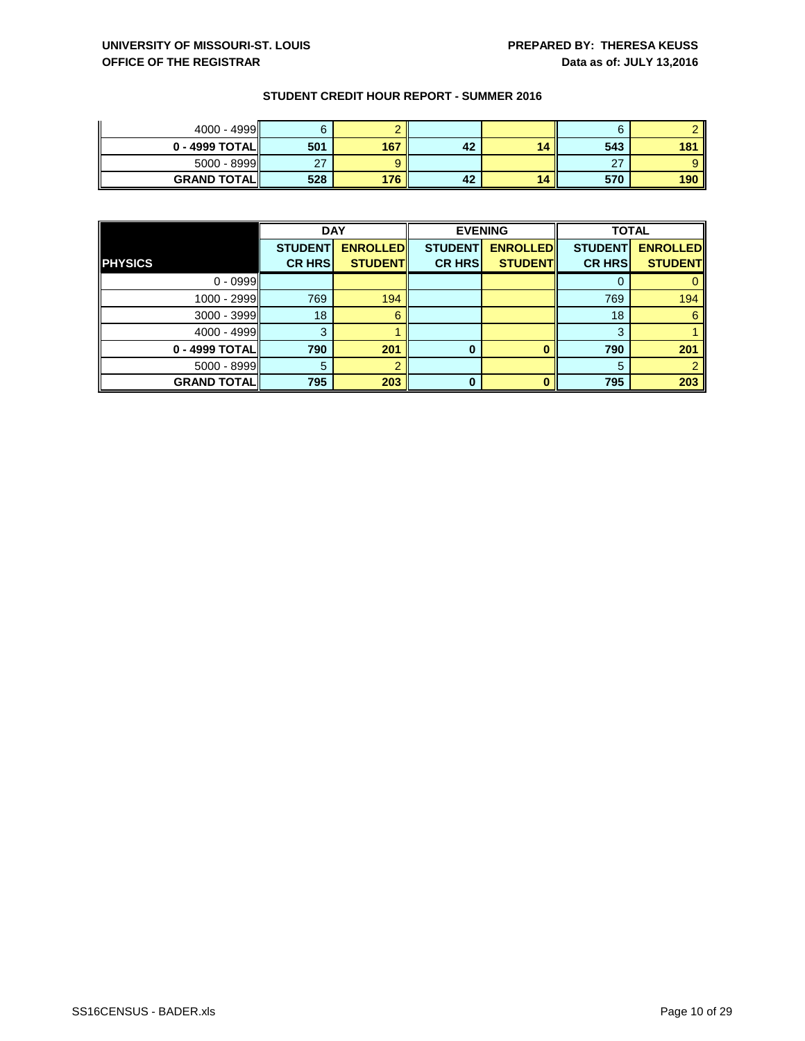## STUDENT CREDIT HOUR REPORT - SUMMER 2016

| | | | | | | |
|---|---|---|---|---|---|---|
| 4000 - 4999 | 6 | 2 | | | 6 | 2 |
| **0 - 4999 TOTAL** | **501** | **167** | **42** | **14** | **543** | **181** |
| 5000 - 8999 | 27 | 9 | | | 27 | 9 |
| **GRAND TOTAL** | **528** | **176** | **42** | **14** | **570** | **190** |

| | DAY | | EVENING | | TOTAL | |
|---|---|---|---|---|---|---|
| **PHYSICS** | **STUDENT CR HRS** | **ENROLLED STUDENT** | **STUDENT CR HRS** | **ENROLLED STUDENT** | **STUDENT CR HRS** | **ENROLLED STUDENT** |
| 0 - 0999 | | | | | 0 | 0 |
| 1000 - 2999 | 769 | 194 | | | 769 | 194 |
| 3000 - 3999 | 18 | 6 | | | 18 | 6 |
| 4000 - 4999 | 3 | 1 | | | 3 | 1 |
| **0 - 4999 TOTAL** | **790** | **201** | **0** | **0** | **790** | **201** |
| 5000 - 8999 | 5 | 2 | | | 5 | 2 |
| **GRAND TOTAL** | **795** | **203** | **0** | **0** | **795** | **203** |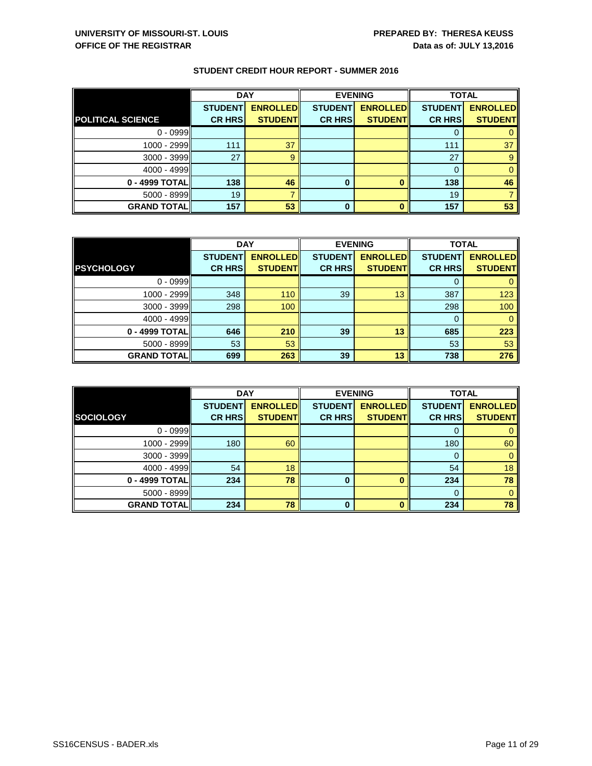**UNIVERSITY OF MISSOURI-ST. LOUIS**
**OFFICE OF THE REGISTRAR**

**PREPARED BY: THERESA KEUSS**
**Data as of: JULY 13,2016**

## STUDENT CREDIT HOUR REPORT - SUMMER 2016

| | DAY | | EVENING | | TOTAL | |
|---|---|---|---|---|---|---|
| **POLITICAL SCIENCE** | **STUDENT CR HRS** | **ENROLLED STUDENT** | **STUDENT CR HRS** | **ENROLLED STUDENT** | **STUDENT CR HRS** | **ENROLLED STUDENT** |
| 0 - 0999 | | | | | 0 | 0 |
| 1000 - 2999 | 111 | 37 | | | 111 | 37 |
| 3000 - 3999 | 27 | 9 | | | 27 | 9 |
| 4000 - 4999 | | | | | 0 | 0 |
| **0 - 4999 TOTAL** | **138** | **46** | **0** | **0** | **138** | **46** |
| 5000 - 8999 | 19 | 7 | | | 19 | 7 |
| **GRAND TOTAL** | **157** | **53** | **0** | **0** | **157** | **53** |

| | DAY | | EVENING | | TOTAL | |
|---|---|---|---|---|---|---|
| **PSYCHOLOGY** | **STUDENT CR HRS** | **ENROLLED STUDENT** | **STUDENT CR HRS** | **ENROLLED STUDENT** | **STUDENT CR HRS** | **ENROLLED STUDENT** |
| 0 - 0999 | | | | | 0 | 0 |
| 1000 - 2999 | 348 | 110 | 39 | 13 | 387 | 123 |
| 3000 - 3999 | 298 | 100 | | | 298 | 100 |
| 4000 - 4999 | | | | | 0 | 0 |
| **0 - 4999 TOTAL** | **646** | **210** | **39** | **13** | **685** | **223** |
| 5000 - 8999 | 53 | 53 | | | 53 | 53 |
| **GRAND TOTAL** | **699** | **263** | **39** | **13** | **738** | **276** |

| | DAY | | EVENING | | TOTAL | |
|---|---|---|---|---|---|---|
| **SOCIOLOGY** | **STUDENT CR HRS** | **ENROLLED STUDENT** | **STUDENT CR HRS** | **ENROLLED STUDENT** | **STUDENT CR HRS** | **ENROLLED STUDENT** |
| 0 - 0999 | | | | | 0 | 0 |
| 1000 - 2999 | 180 | 60 | | | 180 | 60 |
| 3000 - 3999 | | | | | 0 | 0 |
| 4000 - 4999 | 54 | 18 | | | 54 | 18 |
| **0 - 4999 TOTAL** | **234** | **78** | **0** | **0** | **234** | **78** |
| 5000 - 8999 | | | | | 0 | 0 |
| **GRAND TOTAL** | **234** | **78** | **0** | **0** | **234** | **78** |

SS16CENSUS - BADER.xls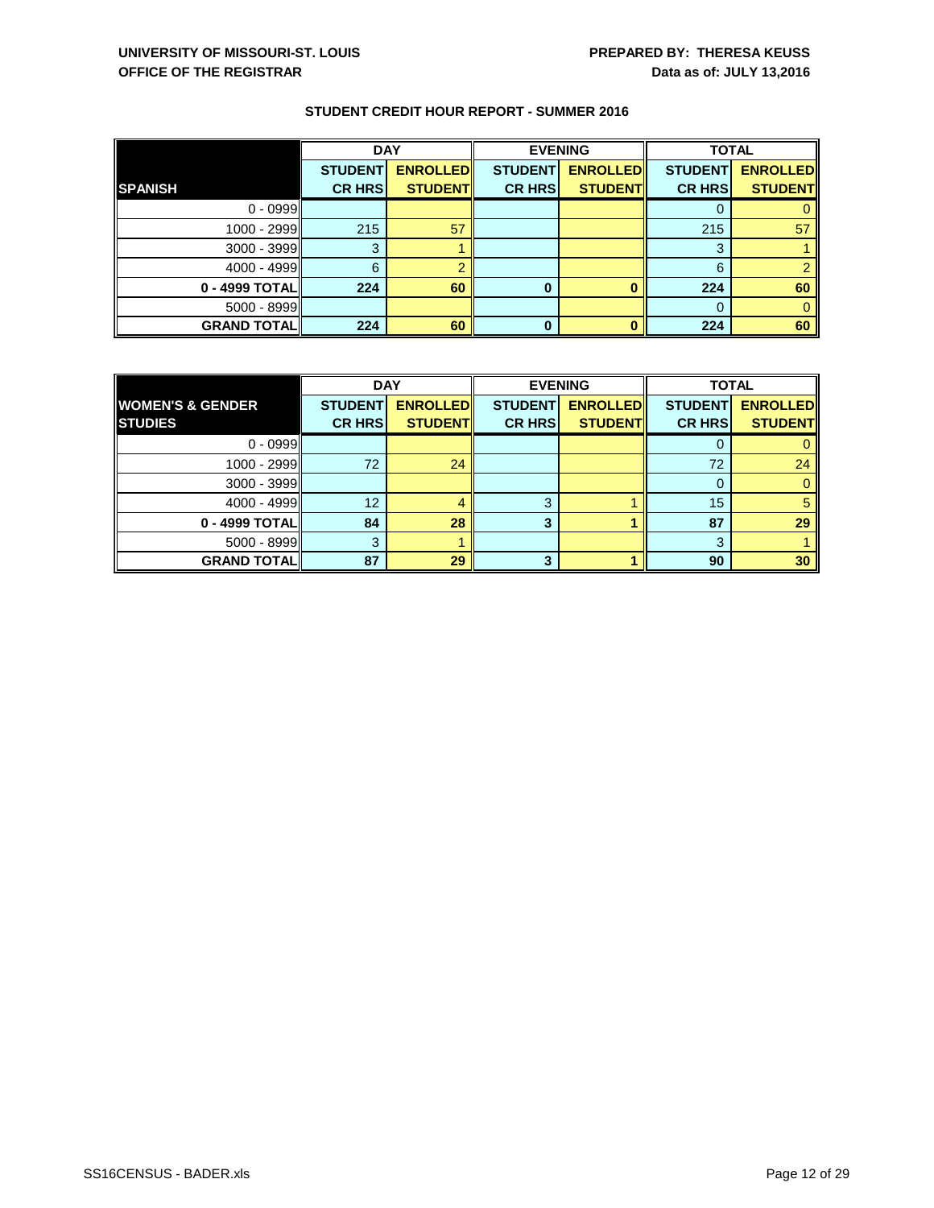**UNIVERSITY OF MISSOURI-ST. LOUIS**
**OFFICE OF THE REGISTRAR**

**PREPARED BY: THERESA KEUSS**
**Data as of: JULY 13,2016**

## STUDENT CREDIT HOUR REPORT - SUMMER 2016

| | DAY | | EVENING | | TOTAL | |
|---|---|---|---|---|---|---|
| **SPANISH** | **STUDENT CR HRS** | **ENROLLED STUDENT** | **STUDENT CR HRS** | **ENROLLED STUDENT** | **STUDENT CR HRS** | **ENROLLED STUDENT** |
| 0 - 0999 | | | | | 0 | 0 |
| 1000 - 2999 | 215 | 57 | | | 215 | 57 |
| 3000 - 3999 | 3 | 1 | | | 3 | 1 |
| 4000 - 4999 | 6 | 2 | | | 6 | 2 |
| **0 - 4999 TOTAL** | **224** | **60** | **0** | **0** | **224** | **60** |
| 5000 - 8999 | | | | | 0 | 0 |
| **GRAND TOTAL** | **224** | **60** | **0** | **0** | **224** | **60** |

| | DAY | | EVENING | | TOTAL | |
|---|---|---|---|---|---|---|
| **WOMEN'S & GENDER STUDIES** | **STUDENT CR HRS** | **ENROLLED STUDENT** | **STUDENT CR HRS** | **ENROLLED STUDENT** | **STUDENT CR HRS** | **ENROLLED STUDENT** |
| 0 - 0999 | | | | | 0 | 0 |
| 1000 - 2999 | 72 | 24 | | | 72 | 24 |
| 3000 - 3999 | | | | | 0 | 0 |
| 4000 - 4999 | 12 | 4 | 3 | 1 | 15 | 5 |
| **0 - 4999 TOTAL** | **84** | **28** | **3** | **1** | **87** | **29** |
| 5000 - 8999 | 3 | 1 | | | 3 | 1 |
| **GRAND TOTAL** | **87** | **29** | **3** | **1** | **90** | **30** |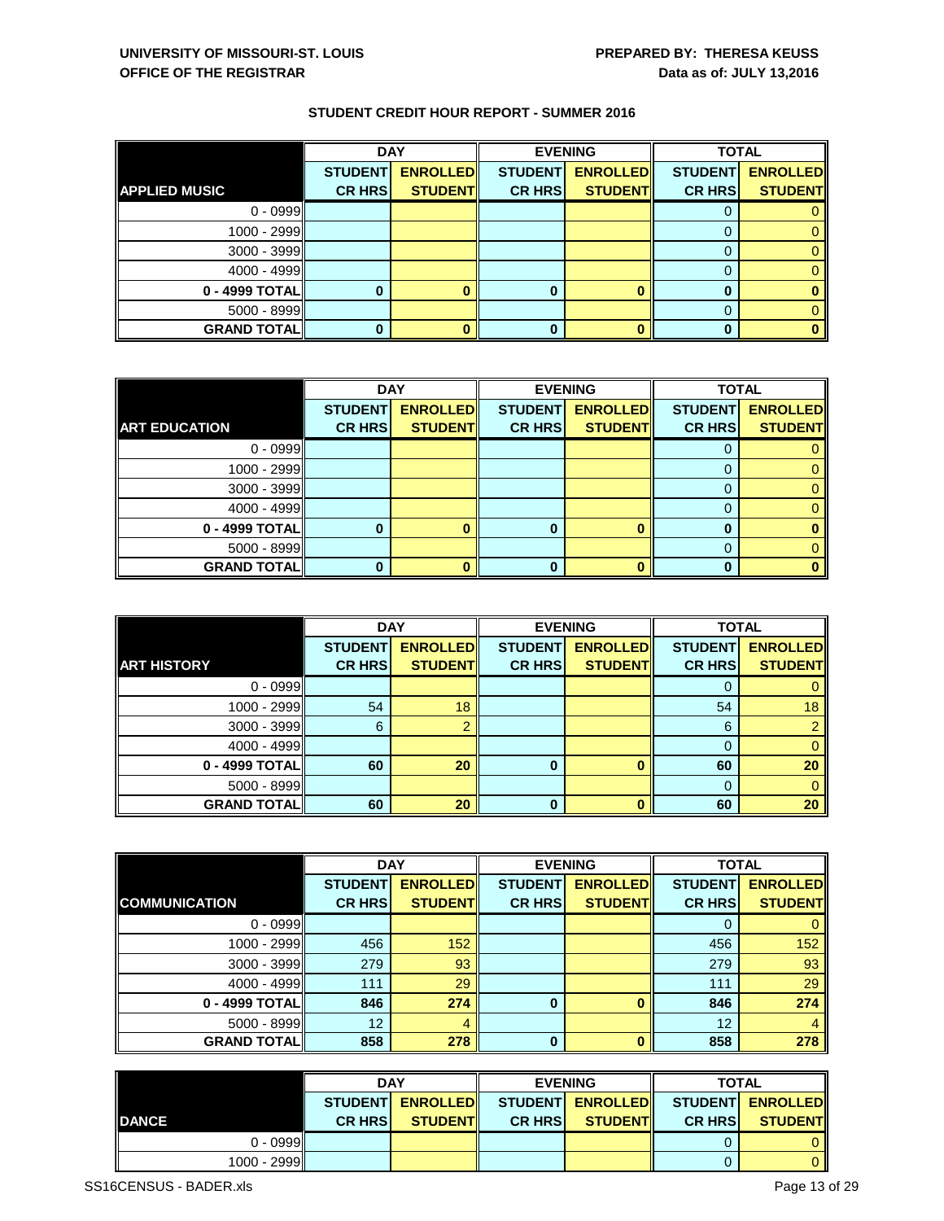**UNIVERSITY OF MISSOURI-ST. LOUIS**
**OFFICE OF THE REGISTRAR**

**PREPARED BY: THERESA KEUSS**
**Data as of: JULY 13,2016**

## STUDENT CREDIT HOUR REPORT - SUMMER 2016

| | DAY | | EVENING | | TOTAL | |
|---|---|---|---|---|---|---|
| **APPLIED MUSIC** | **STUDENT CR HRS** | **ENROLLED STUDENT** | **STUDENT CR HRS** | **ENROLLED STUDENT** | **STUDENT CR HRS** | **ENROLLED STUDENT** |
| 0 - 0999 | | | | | 0 | 0 |
| 1000 - 2999 | | | | | 0 | 0 |
| 3000 - 3999 | | | | | 0 | 0 |
| 4000 - 4999 | | | | | 0 | 0 |
| **0 - 4999 TOTAL** | **0** | **0** | **0** | **0** | **0** | **0** |
| 5000 - 8999 | | | | | 0 | 0 |
| **GRAND TOTAL** | **0** | **0** | **0** | **0** | **0** | **0** |

| | DAY | | EVENING | | TOTAL | |
|---|---|---|---|---|---|---|
| **ART EDUCATION** | **STUDENT CR HRS** | **ENROLLED STUDENT** | **STUDENT CR HRS** | **ENROLLED STUDENT** | **STUDENT CR HRS** | **ENROLLED STUDENT** |
| 0 - 0999 | | | | | 0 | 0 |
| 1000 - 2999 | | | | | 0 | 0 |
| 3000 - 3999 | | | | | 0 | 0 |
| 4000 - 4999 | | | | | 0 | 0 |
| **0 - 4999 TOTAL** | **0** | **0** | **0** | **0** | **0** | **0** |
| 5000 - 8999 | | | | | 0 | 0 |
| **GRAND TOTAL** | **0** | **0** | **0** | **0** | **0** | **0** |

| | DAY | | EVENING | | TOTAL | |
|---|---|---|---|---|---|---|
| **ART HISTORY** | **STUDENT CR HRS** | **ENROLLED STUDENT** | **STUDENT CR HRS** | **ENROLLED STUDENT** | **STUDENT CR HRS** | **ENROLLED STUDENT** |
| 0 - 0999 | | | | | 0 | 0 |
| 1000 - 2999 | 54 | 18 | | | 54 | 18 |
| 3000 - 3999 | 6 | 2 | | | 6 | 2 |
| 4000 - 4999 | | | | | 0 | 0 |
| **0 - 4999 TOTAL** | **60** | **20** | **0** | **0** | **60** | **20** |
| 5000 - 8999 | | | | | 0 | 0 |
| **GRAND TOTAL** | **60** | **20** | **0** | **0** | **60** | **20** |

| | DAY | | EVENING | | TOTAL | |
|---|---|---|---|---|---|---|
| **COMMUNICATION** | **STUDENT CR HRS** | **ENROLLED STUDENT** | **STUDENT CR HRS** | **ENROLLED STUDENT** | **STUDENT CR HRS** | **ENROLLED STUDENT** |
| 0 - 0999 | | | | | 0 | 0 |
| 1000 - 2999 | 456 | 152 | | | 456 | 152 |
| 3000 - 3999 | 279 | 93 | | | 279 | 93 |
| 4000 - 4999 | 111 | 29 | | | 111 | 29 |
| **0 - 4999 TOTAL** | **846** | **274** | **0** | **0** | **846** | **274** |
| 5000 - 8999 | 12 | 4 | | | 12 | 4 |
| **GRAND TOTAL** | **858** | **278** | **0** | **0** | **858** | **278** |

| | DAY | | EVENING | | TOTAL | |
|---|---|---|---|---|---|---|
| **DANCE** | **STUDENT CR HRS** | **ENROLLED STUDENT** | **STUDENT CR HRS** | **ENROLLED STUDENT** | **STUDENT CR HRS** | **ENROLLED STUDENT** |
| 0 - 0999 | | | | | 0 | 0 |
| 1000 - 2999 | | | | | 0 | 0 |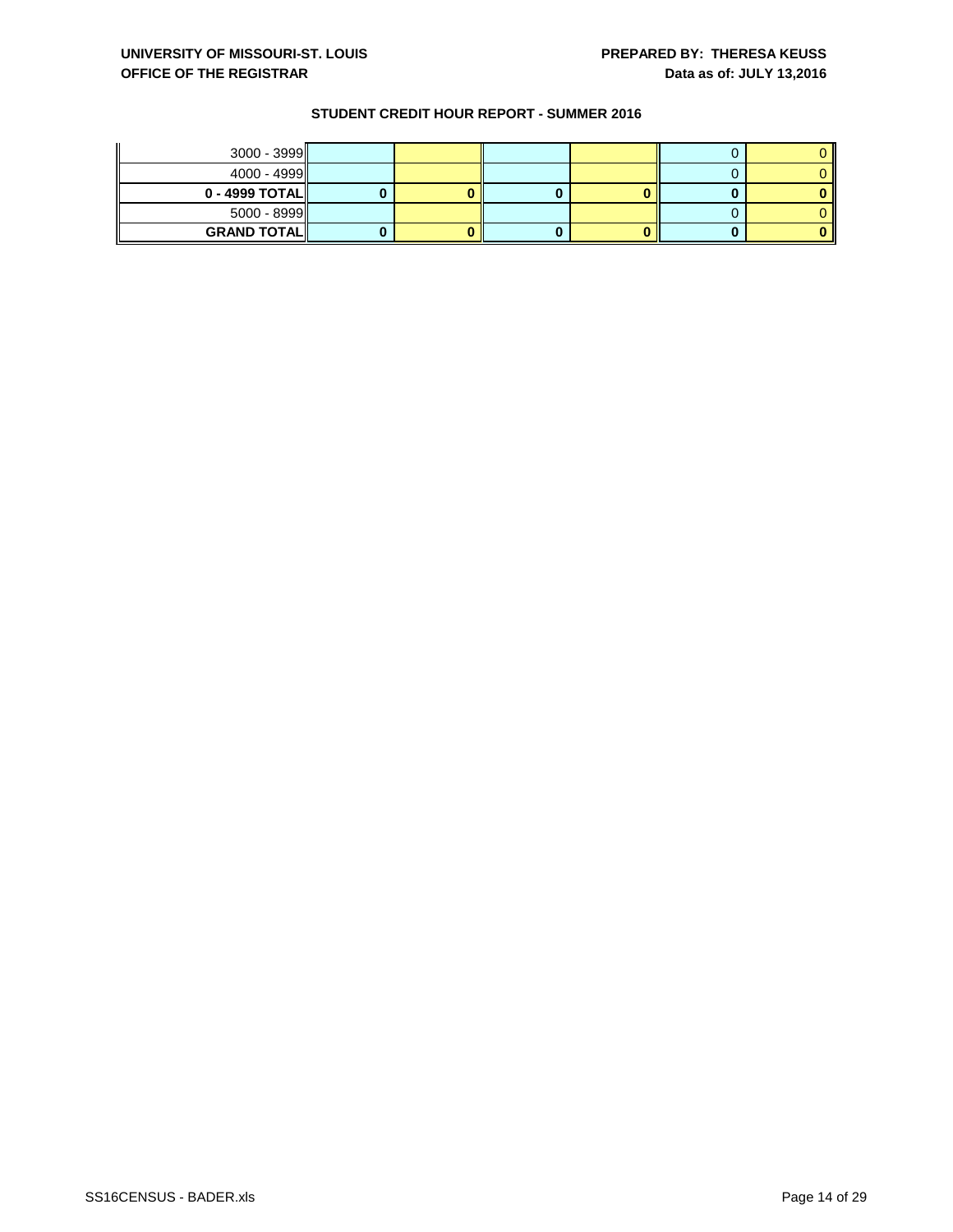UNIVERSITY OF MISSOURI-ST. LOUIS
OFFICE OF THE REGISTRAR

PREPARED BY: THERESA KEUSS
Data as of: JULY 13,2016

## STUDENT CREDIT HOUR REPORT - SUMMER 2016

| | | | | | | |
|---|---|---|---|---|---|---|
| 3000 - 3999 | | | | | 0 | 0 |
| 4000 - 4999 | | | | | 0 | 0 |
| **0 - 4999 TOTAL** | **0** | **0** | **0** | **0** | **0** | **0** |
| 5000 - 8999 | | | | | 0 | 0 |
| **GRAND TOTAL** | **0** | **0** | **0** | **0** | **0** | **0** |

SS16CENSUS - BADER.xls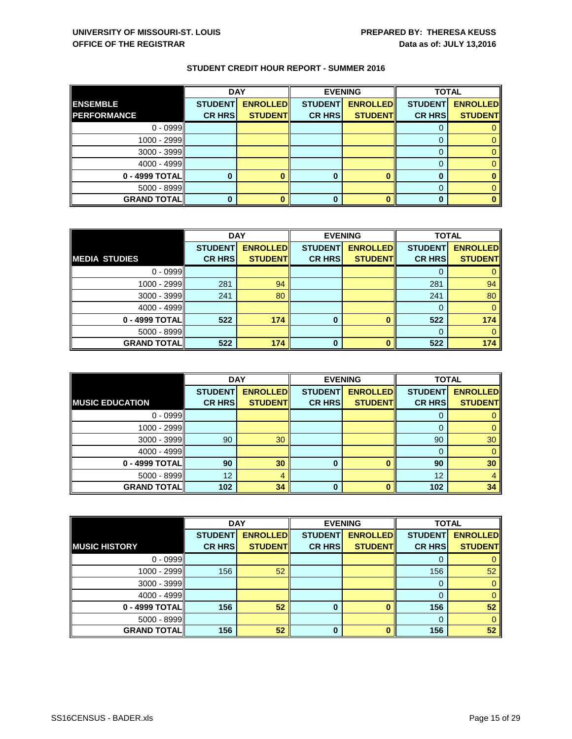**UNIVERSITY OF MISSOURI-ST. LOUIS**
**OFFICE OF THE REGISTRAR**

**PREPARED BY: THERESA KEUSS**
**Data as of: JULY 13,2016**

## STUDENT CREDIT HOUR REPORT - SUMMER 2016

| | DAY | | EVENING | | TOTAL | |
|---|---|---|---|---|---|---|
| **ENSEMBLE PERFORMANCE** | **STUDENT CR HRS** | **ENROLLED STUDENT** | **STUDENT CR HRS** | **ENROLLED STUDENT** | **STUDENT CR HRS** | **ENROLLED STUDENT** |
| 0 - 0999 | | | | | 0 | 0 |
| 1000 - 2999 | | | | | 0 | 0 |
| 3000 - 3999 | | | | | 0 | 0 |
| 4000 - 4999 | | | | | 0 | 0 |
| **0 - 4999 TOTAL** | **0** | **0** | **0** | **0** | **0** | **0** |
| 5000 - 8999 | | | | | 0 | 0 |
| **GRAND TOTAL** | **0** | **0** | **0** | **0** | **0** | **0** |

| | DAY | | EVENING | | TOTAL | |
|---|---|---|---|---|---|---|
| **MEDIA STUDIES** | **STUDENT CR HRS** | **ENROLLED STUDENT** | **STUDENT CR HRS** | **ENROLLED STUDENT** | **STUDENT CR HRS** | **ENROLLED STUDENT** |
| 0 - 0999 | | | | | 0 | 0 |
| 1000 - 2999 | 281 | 94 | | | 281 | 94 |
| 3000 - 3999 | 241 | 80 | | | 241 | 80 |
| 4000 - 4999 | | | | | 0 | 0 |
| **0 - 4999 TOTAL** | **522** | **174** | **0** | **0** | **522** | **174** |
| 5000 - 8999 | | | | | 0 | 0 |
| **GRAND TOTAL** | **522** | **174** | **0** | **0** | **522** | **174** |

| | DAY | | EVENING | | TOTAL | |
|---|---|---|---|---|---|---|
| **MUSIC EDUCATION** | **STUDENT CR HRS** | **ENROLLED STUDENT** | **STUDENT CR HRS** | **ENROLLED STUDENT** | **STUDENT CR HRS** | **ENROLLED STUDENT** |
| 0 - 0999 | | | | | 0 | 0 |
| 1000 - 2999 | | | | | 0 | 0 |
| 3000 - 3999 | 90 | 30 | | | 90 | 30 |
| 4000 - 4999 | | | | | 0 | 0 |
| **0 - 4999 TOTAL** | **90** | **30** | **0** | **0** | **90** | **30** |
| 5000 - 8999 | 12 | 4 | | | 12 | 4 |
| **GRAND TOTAL** | **102** | **34** | **0** | **0** | **102** | **34** |

| | DAY | | EVENING | | TOTAL | |
|---|---|---|---|---|---|---|
| **MUSIC HISTORY** | **STUDENT CR HRS** | **ENROLLED STUDENT** | **STUDENT CR HRS** | **ENROLLED STUDENT** | **STUDENT CR HRS** | **ENROLLED STUDENT** |
| 0 - 0999 | | | | | 0 | 0 |
| 1000 - 2999 | 156 | 52 | | | 156 | 52 |
| 3000 - 3999 | | | | | 0 | 0 |
| 4000 - 4999 | | | | | 0 | 0 |
| **0 - 4999 TOTAL** | **156** | **52** | **0** | **0** | **156** | **52** |
| 5000 - 8999 | | | | | 0 | 0 |
| **GRAND TOTAL** | **156** | **52** | **0** | **0** | **156** | **52** |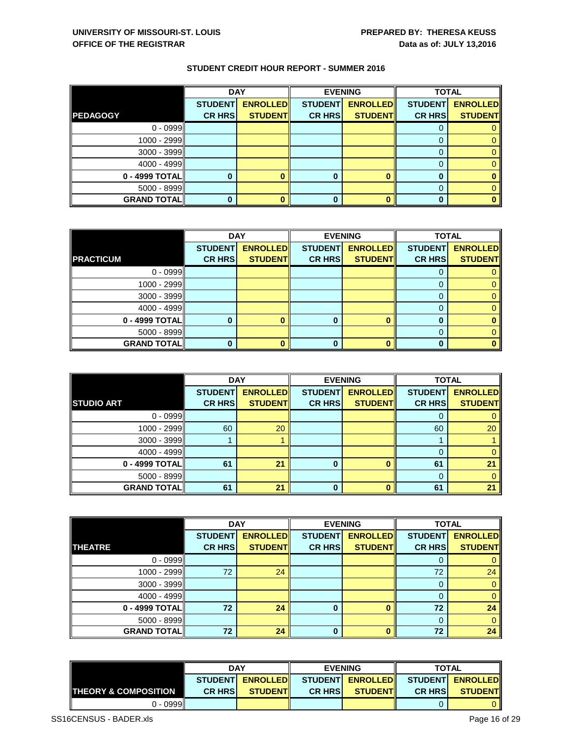**UNIVERSITY OF MISSOURI-ST. LOUIS**
**OFFICE OF THE REGISTRAR**

**PREPARED BY: THERESA KEUSS**
**Data as of: JULY 13,2016**

## STUDENT CREDIT HOUR REPORT - SUMMER 2016

| | DAY | | EVENING | | TOTAL | |
|---|---|---|---|---|---|---|
| **PEDAGOGY** | **STUDENT CR HRS** | **ENROLLED STUDENT** | **STUDENT CR HRS** | **ENROLLED STUDENT** | **STUDENT CR HRS** | **ENROLLED STUDENT** |
| 0 - 0999 | | | | | 0 | 0 |
| 1000 - 2999 | | | | | 0 | 0 |
| 3000 - 3999 | | | | | 0 | 0 |
| 4000 - 4999 | | | | | 0 | 0 |
| **0 - 4999 TOTAL** | **0** | **0** | **0** | **0** | **0** | **0** |
| 5000 - 8999 | | | | | 0 | 0 |
| **GRAND TOTAL** | **0** | **0** | **0** | **0** | **0** | **0** |

| | DAY | | EVENING | | TOTAL | |
|---|---|---|---|---|---|---|
| **PRACTICUM** | **STUDENT CR HRS** | **ENROLLED STUDENT** | **STUDENT CR HRS** | **ENROLLED STUDENT** | **STUDENT CR HRS** | **ENROLLED STUDENT** |
| 0 - 0999 | | | | | 0 | 0 |
| 1000 - 2999 | | | | | 0 | 0 |
| 3000 - 3999 | | | | | 0 | 0 |
| 4000 - 4999 | | | | | 0 | 0 |
| **0 - 4999 TOTAL** | **0** | **0** | **0** | **0** | **0** | **0** |
| 5000 - 8999 | | | | | 0 | 0 |
| **GRAND TOTAL** | **0** | **0** | **0** | **0** | **0** | **0** |

| | DAY | | EVENING | | TOTAL | |
|---|---|---|---|---|---|---|
| **STUDIO ART** | **STUDENT CR HRS** | **ENROLLED STUDENT** | **STUDENT CR HRS** | **ENROLLED STUDENT** | **STUDENT CR HRS** | **ENROLLED STUDENT** |
| 0 - 0999 | | | | | 0 | 0 |
| 1000 - 2999 | 60 | 20 | | | 60 | 20 |
| 3000 - 3999 | 1 | 1 | | | 1 | 1 |
| 4000 - 4999 | | | | | 0 | 0 |
| **0 - 4999 TOTAL** | **61** | **21** | **0** | **0** | **61** | **21** |
| 5000 - 8999 | | | | | 0 | 0 |
| **GRAND TOTAL** | **61** | **21** | **0** | **0** | **61** | **21** |

| | DAY | | EVENING | | TOTAL | |
|---|---|---|---|---|---|---|
| **THEATRE** | **STUDENT CR HRS** | **ENROLLED STUDENT** | **STUDENT CR HRS** | **ENROLLED STUDENT** | **STUDENT CR HRS** | **ENROLLED STUDENT** |
| 0 - 0999 | | | | | 0 | 0 |
| 1000 - 2999 | 72 | 24 | | | 72 | 24 |
| 3000 - 3999 | | | | | 0 | 0 |
| 4000 - 4999 | | | | | 0 | 0 |
| **0 - 4999 TOTAL** | **72** | **24** | **0** | **0** | **72** | **24** |
| 5000 - 8999 | | | | | 0 | 0 |
| **GRAND TOTAL** | **72** | **24** | **0** | **0** | **72** | **24** |

| | DAY | | EVENING | | TOTAL | |
|---|---|---|---|---|---|---|
| **THEORY & COMPOSITION** | **STUDENT CR HRS** | **ENROLLED STUDENT** | **STUDENT CR HRS** | **ENROLLED STUDENT** | **STUDENT CR HRS** | **ENROLLED STUDENT** |
| 0 - 0999 | | | | | 0 | 0 |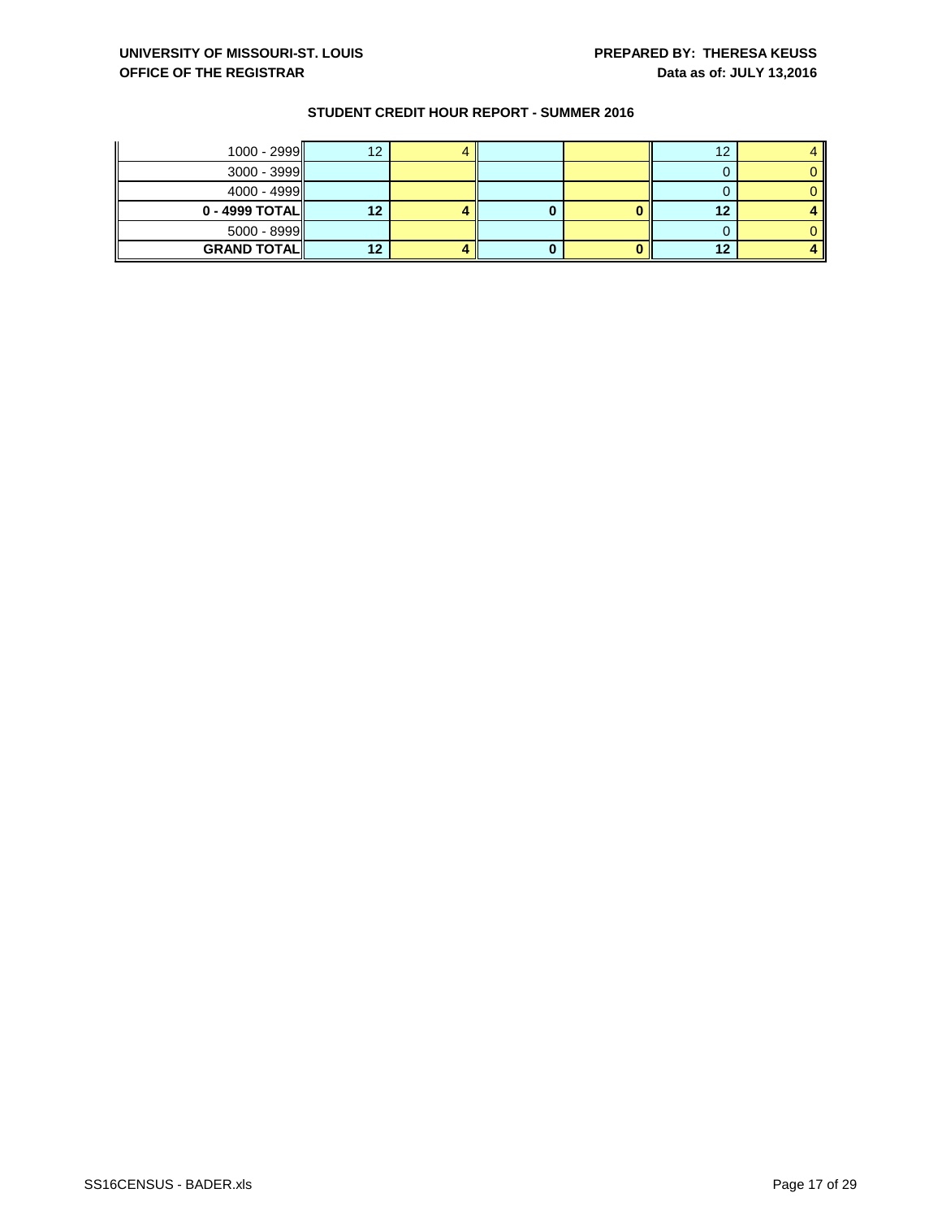UNIVERSITY OF MISSOURI-ST. LOUIS
OFFICE OF THE REGISTRAR

PREPARED BY: THERESA KEUSS
Data as of: JULY 13,2016

## STUDENT CREDIT HOUR REPORT - SUMMER 2016

| | | | | | | |
|---|---|---|---|---|---|---|
| 1000 - 2999 | 12 | 4 | | | 12 | 4 |
| 3000 - 3999 | | | | | 0 | 0 |
| 4000 - 4999 | | | | | 0 | 0 |
| **0 - 4999 TOTAL** | **12** | **4** | **0** | **0** | **12** | **4** |
| 5000 - 8999 | | | | | 0 | 0 |
| **GRAND TOTAL** | **12** | **4** | **0** | **0** | **12** | **4** |

SS16CENSUS - BADER.xls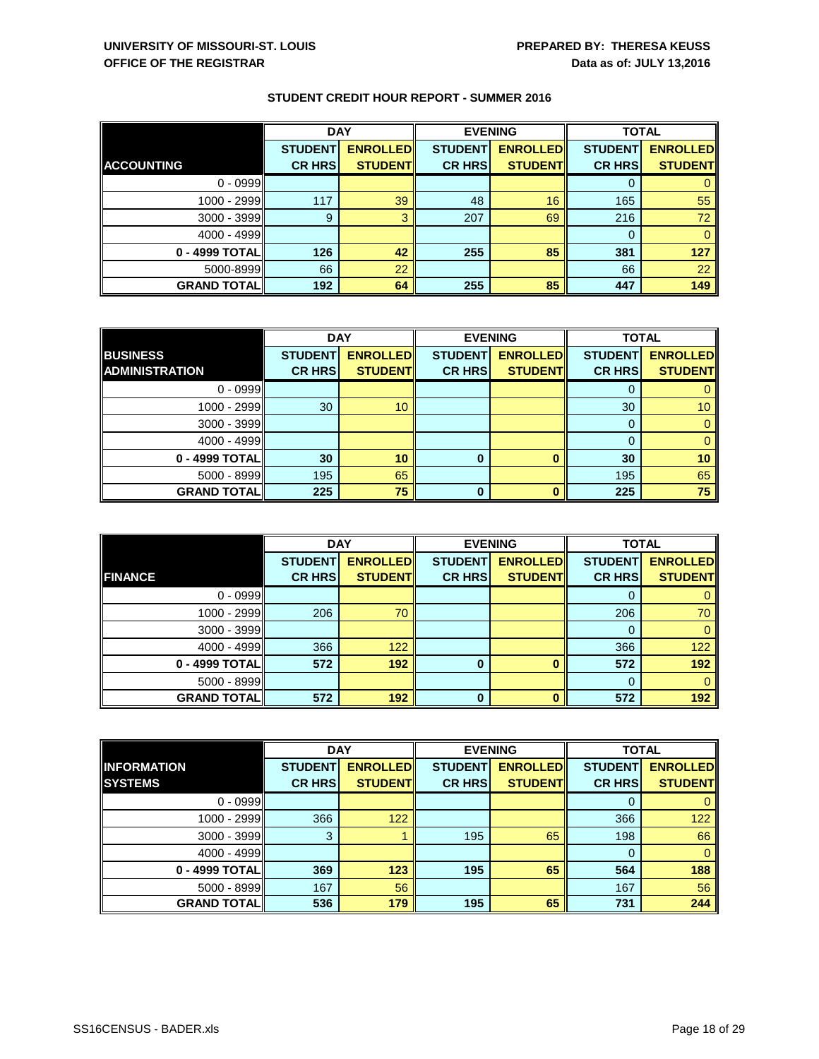**UNIVERSITY OF MISSOURI-ST. LOUIS**
**OFFICE OF THE REGISTRAR**

**PREPARED BY: THERESA KEUSS**
**Data as of: JULY 13,2016**

## STUDENT CREDIT HOUR REPORT - SUMMER 2016

| | DAY | | EVENING | | TOTAL | |
|---|---|---|---|---|---|---|
| **ACCOUNTING** | **STUDENT CR HRS** | **ENROLLED STUDENT** | **STUDENT CR HRS** | **ENROLLED STUDENT** | **STUDENT CR HRS** | **ENROLLED STUDENT** |
| 0 - 0999 | | | | | 0 | 0 |
| 1000 - 2999 | 117 | 39 | 48 | 16 | 165 | 55 |
| 3000 - 3999 | 9 | 3 | 207 | 69 | 216 | 72 |
| 4000 - 4999 | | | | | 0 | 0 |
| **0 - 4999 TOTAL** | **126** | **42** | **255** | **85** | **381** | **127** |
| 5000-8999 | 66 | 22 | | | 66 | 22 |
| **GRAND TOTAL** | **192** | **64** | **255** | **85** | **447** | **149** |

| | DAY | | EVENING | | TOTAL | |
|---|---|---|---|---|---|---|
| **BUSINESS ADMINISTRATION** | **STUDENT CR HRS** | **ENROLLED STUDENT** | **STUDENT CR HRS** | **ENROLLED STUDENT** | **STUDENT CR HRS** | **ENROLLED STUDENT** |
| 0 - 0999 | | | | | 0 | 0 |
| 1000 - 2999 | 30 | 10 | | | 30 | 10 |
| 3000 - 3999 | | | | | 0 | 0 |
| 4000 - 4999 | | | | | 0 | 0 |
| **0 - 4999 TOTAL** | **30** | **10** | **0** | **0** | **30** | **10** |
| 5000 - 8999 | 195 | 65 | | | 195 | 65 |
| **GRAND TOTAL** | **225** | **75** | **0** | **0** | **225** | **75** |

| | DAY | | EVENING | | TOTAL | |
|---|---|---|---|---|---|---|
| **FINANCE** | **STUDENT CR HRS** | **ENROLLED STUDENT** | **STUDENT CR HRS** | **ENROLLED STUDENT** | **STUDENT CR HRS** | **ENROLLED STUDENT** |
| 0 - 0999 | | | | | 0 | 0 |
| 1000 - 2999 | 206 | 70 | | | 206 | 70 |
| 3000 - 3999 | | | | | 0 | 0 |
| 4000 - 4999 | 366 | 122 | | | 366 | 122 |
| **0 - 4999 TOTAL** | **572** | **192** | **0** | **0** | **572** | **192** |
| 5000 - 8999 | | | | | 0 | 0 |
| **GRAND TOTAL** | **572** | **192** | **0** | **0** | **572** | **192** |

| | DAY | | EVENING | | TOTAL | |
|---|---|---|---|---|---|---|
| **INFORMATION SYSTEMS** | **STUDENT CR HRS** | **ENROLLED STUDENT** | **STUDENT CR HRS** | **ENROLLED STUDENT** | **STUDENT CR HRS** | **ENROLLED STUDENT** |
| 0 - 0999 | | | | | 0 | 0 |
| 1000 - 2999 | 366 | 122 | | | 366 | 122 |
| 3000 - 3999 | 3 | 1 | 195 | 65 | 198 | 66 |
| 4000 - 4999 | | | | | 0 | 0 |
| **0 - 4999 TOTAL** | **369** | **123** | **195** | **65** | **564** | **188** |
| 5000 - 8999 | 167 | 56 | | | 167 | 56 |
| **GRAND TOTAL** | **536** | **179** | **195** | **65** | **731** | **244** |

SS16CENSUS - BADER.xls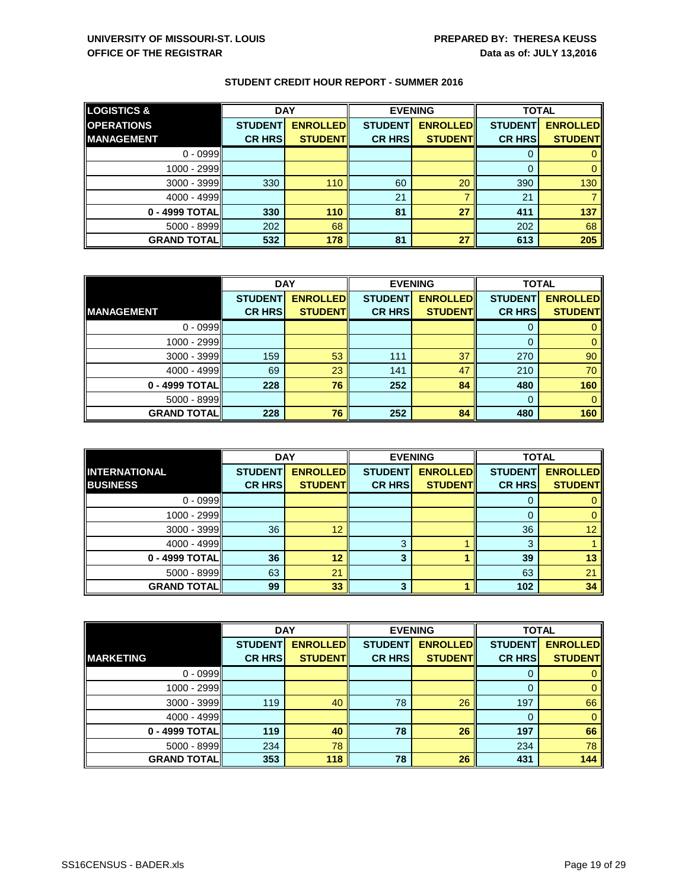**UNIVERSITY OF MISSOURI-ST. LOUIS**
**OFFICE OF THE REGISTRAR**

**PREPARED BY: THERESA KEUSS**
**Data as of: JULY 13,2016**

## STUDENT CREDIT HOUR REPORT - SUMMER 2016

| LOGISTICS & OPERATIONS MANAGEMENT | DAY | | EVENING | | TOTAL | |
|---|---|---|---|---|---|---|
| | STUDENT CR HRS | ENROLLED STUDENT | STUDENT CR HRS | ENROLLED STUDENT | STUDENT CR HRS | ENROLLED STUDENT |
| 0 - 0999 | | | | | 0 | 0 |
| 1000 - 2999 | | | | | 0 | 0 |
| 3000 - 3999 | 330 | 110 | 60 | 20 | 390 | 130 |
| 4000 - 4999 | | | 21 | 7 | 21 | 7 |
| 0 - 4999 TOTAL | 330 | 110 | 81 | 27 | 411 | 137 |
| 5000 - 8999 | 202 | 68 | | | 202 | 68 |
| GRAND TOTAL | 532 | 178 | 81 | 27 | 613 | 205 |

| MANAGEMENT | DAY | | EVENING | | TOTAL | |
|---|---|---|---|---|---|---|
| | STUDENT CR HRS | ENROLLED STUDENT | STUDENT CR HRS | ENROLLED STUDENT | STUDENT CR HRS | ENROLLED STUDENT |
| 0 - 0999 | | | | | 0 | 0 |
| 1000 - 2999 | | | | | 0 | 0 |
| 3000 - 3999 | 159 | 53 | 111 | 37 | 270 | 90 |
| 4000 - 4999 | 69 | 23 | 141 | 47 | 210 | 70 |
| 0 - 4999 TOTAL | 228 | 76 | 252 | 84 | 480 | 160 |
| 5000 - 8999 | | | | | 0 | 0 |
| GRAND TOTAL | 228 | 76 | 252 | 84 | 480 | 160 |

| INTERNATIONAL BUSINESS | DAY | | EVENING | | TOTAL | |
|---|---|---|---|---|---|---|
| | STUDENT CR HRS | ENROLLED STUDENT | STUDENT CR HRS | ENROLLED STUDENT | STUDENT CR HRS | ENROLLED STUDENT |
| 0 - 0999 | | | | | 0 | 0 |
| 1000 - 2999 | | | | | 0 | 0 |
| 3000 - 3999 | 36 | 12 | | | 36 | 12 |
| 4000 - 4999 | | | 3 | 1 | 3 | 1 |
| 0 - 4999 TOTAL | 36 | 12 | 3 | 1 | 39 | 13 |
| 5000 - 8999 | 63 | 21 | | | 63 | 21 |
| GRAND TOTAL | 99 | 33 | 3 | 1 | 102 | 34 |

| MARKETING | DAY | | EVENING | | TOTAL | |
|---|---|---|---|---|---|---|
| | STUDENT CR HRS | ENROLLED STUDENT | STUDENT CR HRS | ENROLLED STUDENT | STUDENT CR HRS | ENROLLED STUDENT |
| 0 - 0999 | | | | | 0 | 0 |
| 1000 - 2999 | | | | | 0 | 0 |
| 3000 - 3999 | 119 | 40 | 78 | 26 | 197 | 66 |
| 4000 - 4999 | | | | | 0 | 0 |
| 0 - 4999 TOTAL | 119 | 40 | 78 | 26 | 197 | 66 |
| 5000 - 8999 | 234 | 78 | | | 234 | 78 |
| GRAND TOTAL | 353 | 118 | 78 | 26 | 431 | 144 |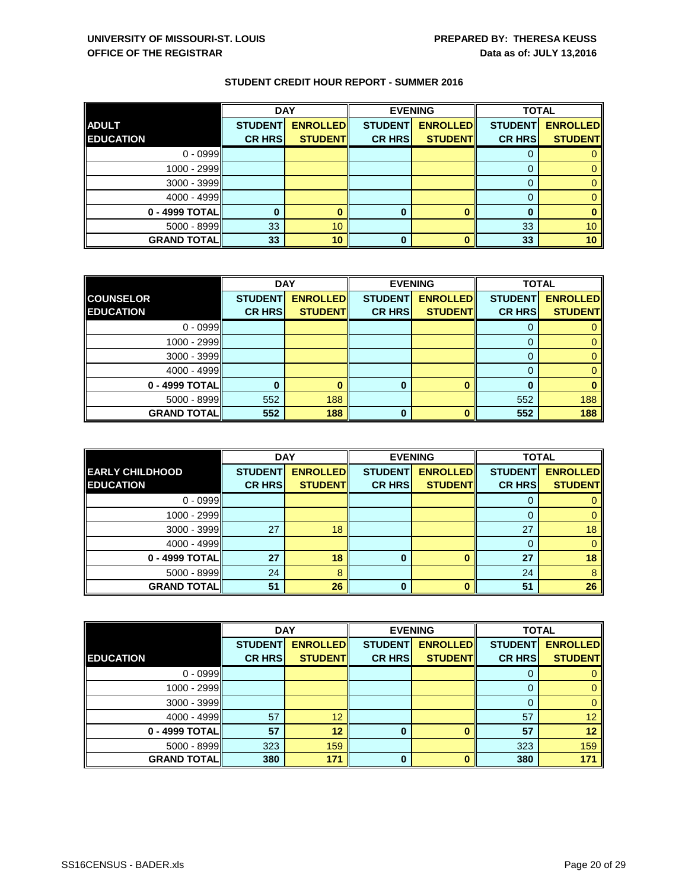UNIVERSITY OF MISSOURI-ST. LOUIS
OFFICE OF THE REGISTRAR

PREPARED BY: THERESA KEUSS
Data as of: JULY 13,2016

## STUDENT CREDIT HOUR REPORT - SUMMER 2016

| ADULT EDUCATION | DAY | | EVENING | | TOTAL | |
|---|---|---|---|---|---|---|
| | STUDENT CR HRS | ENROLLED STUDENT | STUDENT CR HRS | ENROLLED STUDENT | STUDENT CR HRS | ENROLLED STUDENT |
| 0 - 0999 | | | | | 0 | 0 |
| 1000 - 2999 | | | | | 0 | 0 |
| 3000 - 3999 | | | | | 0 | 0 |
| 4000 - 4999 | | | | | 0 | 0 |
| 0 - 4999 TOTAL | 0 | 0 | 0 | 0 | 0 | 0 |
| 5000 - 8999 | 33 | 10 | | | 33 | 10 |
| GRAND TOTAL | 33 | 10 | 0 | 0 | 33 | 10 |

| COUNSELOR EDUCATION | DAY | | EVENING | | TOTAL | |
|---|---|---|---|---|---|---|
| | STUDENT CR HRS | ENROLLED STUDENT | STUDENT CR HRS | ENROLLED STUDENT | STUDENT CR HRS | ENROLLED STUDENT |
| 0 - 0999 | | | | | 0 | 0 |
| 1000 - 2999 | | | | | 0 | 0 |
| 3000 - 3999 | | | | | 0 | 0 |
| 4000 - 4999 | | | | | 0 | 0 |
| 0 - 4999 TOTAL | 0 | 0 | 0 | 0 | 0 | 0 |
| 5000 - 8999 | 552 | 188 | | | 552 | 188 |
| GRAND TOTAL | 552 | 188 | 0 | 0 | 552 | 188 |

| EARLY CHILDHOOD EDUCATION | DAY | | EVENING | | TOTAL | |
|---|---|---|---|---|---|---|
| | STUDENT CR HRS | ENROLLED STUDENT | STUDENT CR HRS | ENROLLED STUDENT | STUDENT CR HRS | ENROLLED STUDENT |
| 0 - 0999 | | | | | 0 | 0 |
| 1000 - 2999 | | | | | 0 | 0 |
| 3000 - 3999 | 27 | 18 | | | 27 | 18 |
| 4000 - 4999 | | | | | 0 | 0 |
| 0 - 4999 TOTAL | 27 | 18 | 0 | 0 | 27 | 18 |
| 5000 - 8999 | 24 | 8 | | | 24 | 8 |
| GRAND TOTAL | 51 | 26 | 0 | 0 | 51 | 26 |

| EDUCATION | DAY | | EVENING | | TOTAL | |
|---|---|---|---|---|---|---|
| | STUDENT CR HRS | ENROLLED STUDENT | STUDENT CR HRS | ENROLLED STUDENT | STUDENT CR HRS | ENROLLED STUDENT |
| 0 - 0999 | | | | | 0 | 0 |
| 1000 - 2999 | | | | | 0 | 0 |
| 3000 - 3999 | | | | | 0 | 0 |
| 4000 - 4999 | 57 | 12 | | | 57 | 12 |
| 0 - 4999 TOTAL | 57 | 12 | 0 | 0 | 57 | 12 |
| 5000 - 8999 | 323 | 159 | | | 323 | 159 |
| GRAND TOTAL | 380 | 171 | 0 | 0 | 380 | 171 |

SS16CENSUS - BADER.xls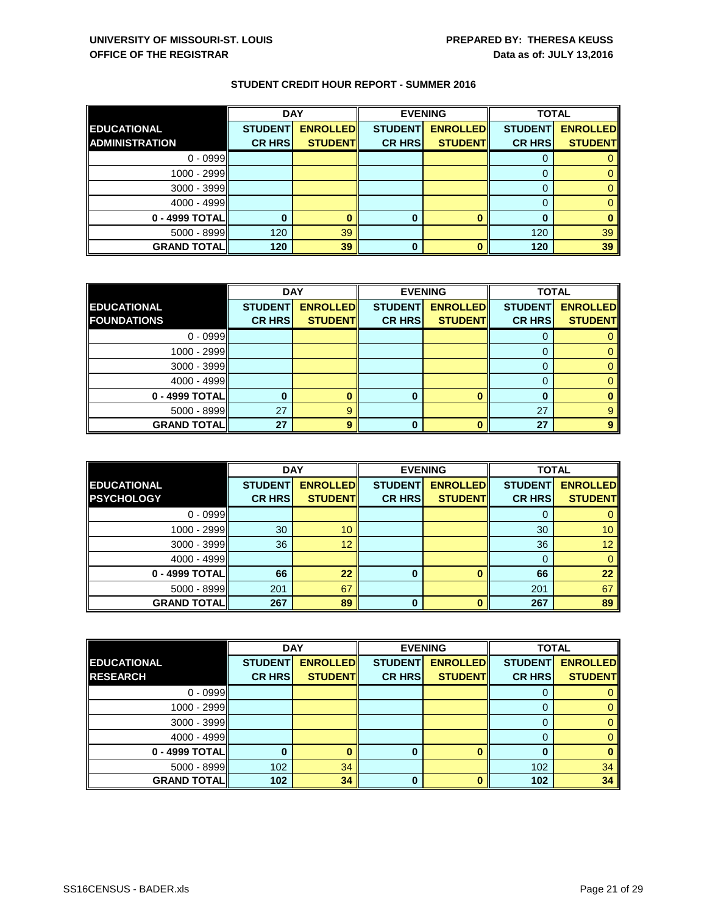**UNIVERSITY OF MISSOURI-ST. LOUIS**
**OFFICE OF THE REGISTRAR**

**PREPARED BY: THERESA KEUSS**
**Data as of: JULY 13,2016**

## STUDENT CREDIT HOUR REPORT - SUMMER 2016

| EDUCATIONAL ADMINISTRATION | DAY | | EVENING | | TOTAL | |
|---|---|---|---|---|---|---|
| | STUDENT CR HRS | ENROLLED STUDENT | STUDENT CR HRS | ENROLLED STUDENT | STUDENT CR HRS | ENROLLED STUDENT |
| 0 - 0999 | | | | | 0 | 0 |
| 1000 - 2999 | | | | | 0 | 0 |
| 3000 - 3999 | | | | | 0 | 0 |
| 4000 - 4999 | | | | | 0 | 0 |
| **0 - 4999 TOTAL** | **0** | **0** | **0** | **0** | **0** | **0** |
| 5000 - 8999 | 120 | 39 | | | 120 | 39 |
| **GRAND TOTAL** | **120** | **39** | **0** | **0** | **120** | **39** |

| EDUCATIONAL FOUNDATIONS | DAY | | EVENING | | TOTAL | |
|---|---|---|---|---|---|---|
| | STUDENT CR HRS | ENROLLED STUDENT | STUDENT CR HRS | ENROLLED STUDENT | STUDENT CR HRS | ENROLLED STUDENT |
| 0 - 0999 | | | | | 0 | 0 |
| 1000 - 2999 | | | | | 0 | 0 |
| 3000 - 3999 | | | | | 0 | 0 |
| 4000 - 4999 | | | | | 0 | 0 |
| **0 - 4999 TOTAL** | **0** | **0** | **0** | **0** | **0** | **0** |
| 5000 - 8999 | 27 | 9 | | | 27 | 9 |
| **GRAND TOTAL** | **27** | **9** | **0** | **0** | **27** | **9** |

| EDUCATIONAL PSYCHOLOGY | DAY | | EVENING | | TOTAL | |
|---|---|---|---|---|---|---|
| | STUDENT CR HRS | ENROLLED STUDENT | STUDENT CR HRS | ENROLLED STUDENT | STUDENT CR HRS | ENROLLED STUDENT |
| 0 - 0999 | | | | | 0 | 0 |
| 1000 - 2999 | 30 | 10 | | | 30 | 10 |
| 3000 - 3999 | 36 | 12 | | | 36 | 12 |
| 4000 - 4999 | | | | | 0 | 0 |
| **0 - 4999 TOTAL** | **66** | **22** | **0** | **0** | **66** | **22** |
| 5000 - 8999 | 201 | 67 | | | 201 | 67 |
| **GRAND TOTAL** | **267** | **89** | **0** | **0** | **267** | **89** |

| EDUCATIONAL RESEARCH | DAY | | EVENING | | TOTAL | |
|---|---|---|---|---|---|---|
| | STUDENT CR HRS | ENROLLED STUDENT | STUDENT CR HRS | ENROLLED STUDENT | STUDENT CR HRS | ENROLLED STUDENT |
| 0 - 0999 | | | | | 0 | 0 |
| 1000 - 2999 | | | | | 0 | 0 |
| 3000 - 3999 | | | | | 0 | 0 |
| 4000 - 4999 | | | | | 0 | 0 |
| **0 - 4999 TOTAL** | **0** | **0** | **0** | **0** | **0** | **0** |
| 5000 - 8999 | 102 | 34 | | | 102 | 34 |
| **GRAND TOTAL** | **102** | **34** | **0** | **0** | **102** | **34** |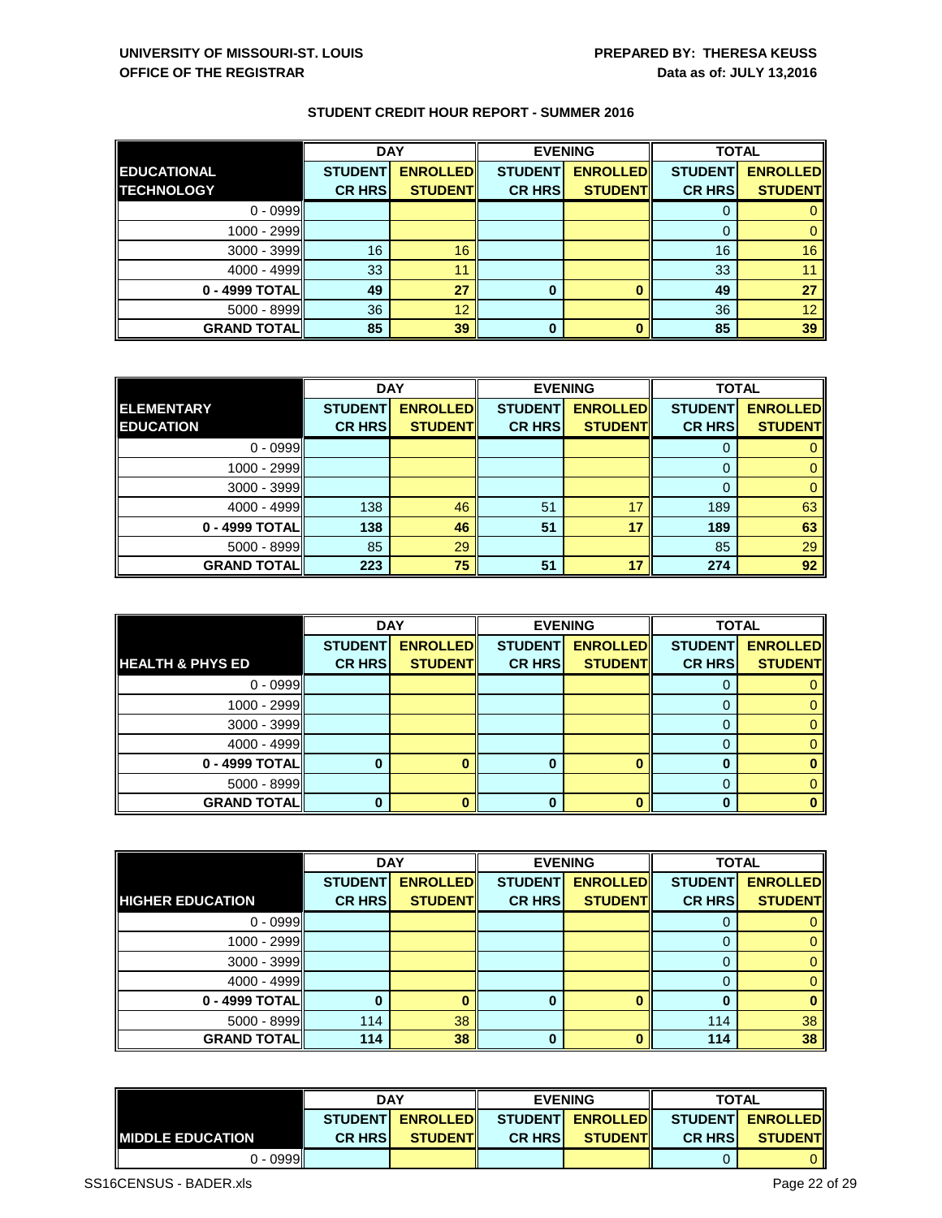UNIVERSITY OF MISSOURI-ST. LOUIS
OFFICE OF THE REGISTRAR

PREPARED BY: THERESA KEUSS
Data as of: JULY 13,2016

## STUDENT CREDIT HOUR REPORT - SUMMER 2016

| EDUCATIONAL TECHNOLOGY | DAY | | EVENING | | TOTAL | |
|---|---|---|---|---|---|---|
| | STUDENT CR HRS | ENROLLED STUDENT | STUDENT CR HRS | ENROLLED STUDENT | STUDENT CR HRS | ENROLLED STUDENT |
| 0 - 0999 | | | | | 0 | 0 |
| 1000 - 2999 | | | | | 0 | 0 |
| 3000 - 3999 | 16 | 16 | | | 16 | 16 |
| 4000 - 4999 | 33 | 11 | | | 33 | 11 |
| 0 - 4999 TOTAL | 49 | 27 | 0 | 0 | 49 | 27 |
| 5000 - 8999 | 36 | 12 | | | 36 | 12 |
| GRAND TOTAL | 85 | 39 | 0 | 0 | 85 | 39 |

| ELEMENTARY EDUCATION | DAY | | EVENING | | TOTAL | |
|---|---|---|---|---|---|---|
| | STUDENT CR HRS | ENROLLED STUDENT | STUDENT CR HRS | ENROLLED STUDENT | STUDENT CR HRS | ENROLLED STUDENT |
| 0 - 0999 | | | | | 0 | 0 |
| 1000 - 2999 | | | | | 0 | 0 |
| 3000 - 3999 | | | | | 0 | 0 |
| 4000 - 4999 | 138 | 46 | 51 | 17 | 189 | 63 |
| 0 - 4999 TOTAL | 138 | 46 | 51 | 17 | 189 | 63 |
| 5000 - 8999 | 85 | 29 | | | 85 | 29 |
| GRAND TOTAL | 223 | 75 | 51 | 17 | 274 | 92 |

| HEALTH & PHYS ED | DAY | | EVENING | | TOTAL | |
|---|---|---|---|---|---|---|
| | STUDENT CR HRS | ENROLLED STUDENT | STUDENT CR HRS | ENROLLED STUDENT | STUDENT CR HRS | ENROLLED STUDENT |
| 0 - 0999 | | | | | 0 | 0 |
| 1000 - 2999 | | | | | 0 | 0 |
| 3000 - 3999 | | | | | 0 | 0 |
| 4000 - 4999 | | | | | 0 | 0 |
| 0 - 4999 TOTAL | 0 | 0 | 0 | 0 | 0 | 0 |
| 5000 - 8999 | | | | | 0 | 0 |
| GRAND TOTAL | 0 | 0 | 0 | 0 | 0 | 0 |

| HIGHER EDUCATION | DAY | | EVENING | | TOTAL | |
|---|---|---|---|---|---|---|
| | STUDENT CR HRS | ENROLLED STUDENT | STUDENT CR HRS | ENROLLED STUDENT | STUDENT CR HRS | ENROLLED STUDENT |
| 0 - 0999 | | | | | 0 | 0 |
| 1000 - 2999 | | | | | 0 | 0 |
| 3000 - 3999 | | | | | 0 | 0 |
| 4000 - 4999 | | | | | 0 | 0 |
| 0 - 4999 TOTAL | 0 | 0 | 0 | 0 | 0 | 0 |
| 5000 - 8999 | 114 | 38 | | | 114 | 38 |
| GRAND TOTAL | 114 | 38 | 0 | 0 | 114 | 38 |

| MIDDLE EDUCATION | DAY | | EVENING | | TOTAL | |
|---|---|---|---|---|---|---|
| | STUDENT CR HRS | ENROLLED STUDENT | STUDENT CR HRS | ENROLLED STUDENT | STUDENT CR HRS | ENROLLED STUDENT |
| 0 - 0999 | | | | | 0 | 0 |

SS16CENSUS - BADER.xls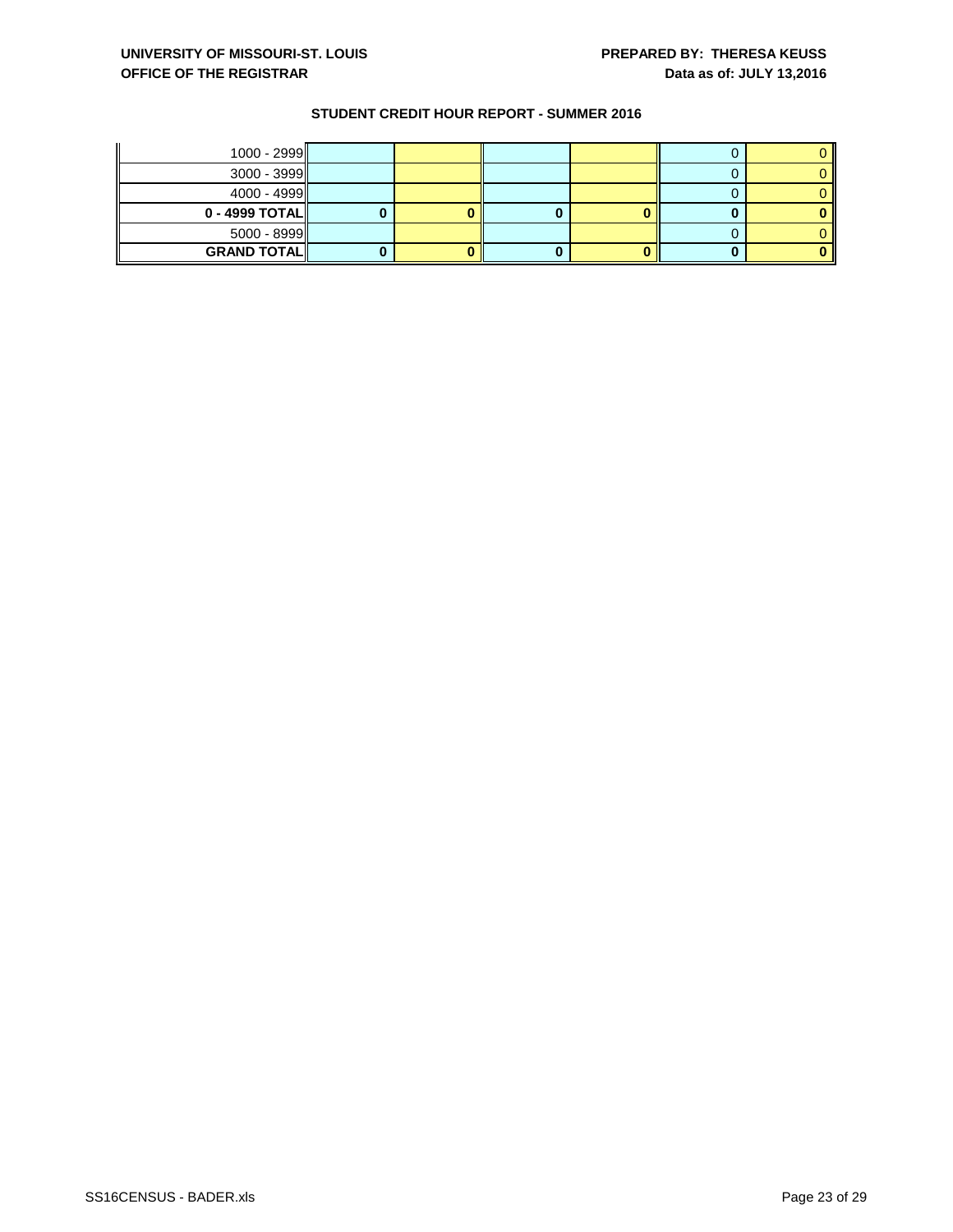UNIVERSITY OF MISSOURI-ST. LOUIS
OFFICE OF THE REGISTRAR

PREPARED BY: THERESA KEUSS
Data as of: JULY 13,2016

## STUDENT CREDIT HOUR REPORT - SUMMER 2016

| | | | | | | |
|---|---|---|---|---|---|---|
| 1000 - 2999 | | | | | 0 | 0 |
| 3000 - 3999 | | | | | 0 | 0 |
| 4000 - 4999 | | | | | 0 | 0 |
| **0 - 4999 TOTAL** | **0** | **0** | **0** | **0** | **0** | **0** |
| 5000 - 8999 | | | | | 0 | 0 |
| **GRAND TOTAL** | **0** | **0** | **0** | **0** | **0** | **0** |

SS16CENSUS - BADER.xls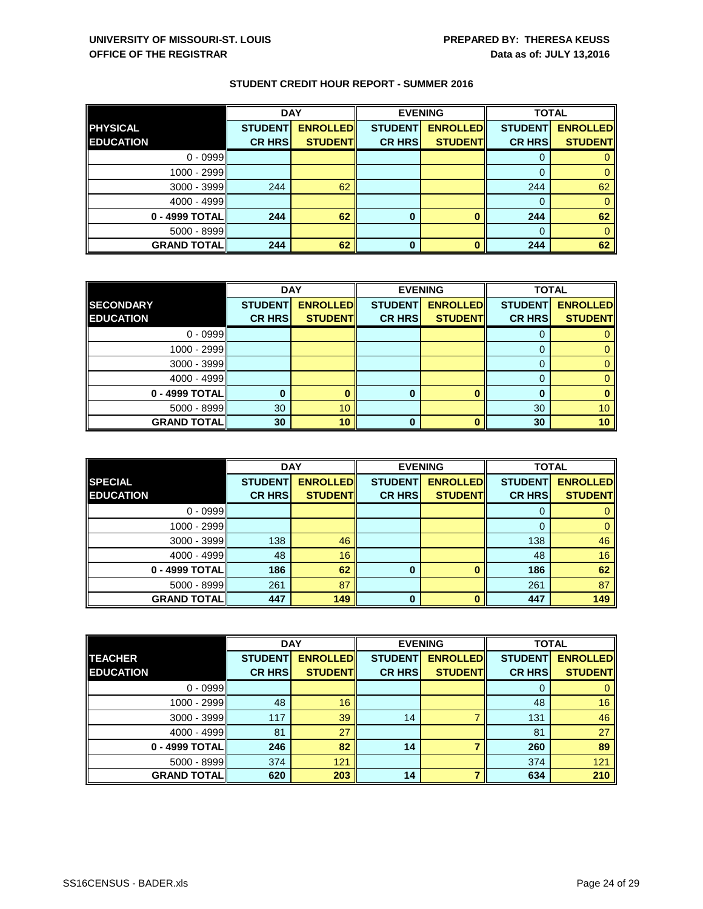**UNIVERSITY OF MISSOURI-ST. LOUIS**
**OFFICE OF THE REGISTRAR**

**PREPARED BY: THERESA KEUSS**
**Data as of: JULY 13,2016**

## STUDENT CREDIT HOUR REPORT - SUMMER 2016

| | DAY | | EVENING | | TOTAL | |
|---|---|---|---|---|---|---|
| **PHYSICAL EDUCATION** | **STUDENT CR HRS** | **ENROLLED STUDENT** | **STUDENT CR HRS** | **ENROLLED STUDENT** | **STUDENT CR HRS** | **ENROLLED STUDENT** |
| 0 - 0999 | | | | | 0 | 0 |
| 1000 - 2999 | | | | | 0 | 0 |
| 3000 - 3999 | 244 | 62 | | | 244 | 62 |
| 4000 - 4999 | | | | | 0 | 0 |
| **0 - 4999 TOTAL** | **244** | **62** | **0** | **0** | **244** | **62** |
| 5000 - 8999 | | | | | 0 | 0 |
| **GRAND TOTAL** | **244** | **62** | **0** | **0** | **244** | **62** |

| | DAY | | EVENING | | TOTAL | |
|---|---|---|---|---|---|---|
| **SECONDARY EDUCATION** | **STUDENT CR HRS** | **ENROLLED STUDENT** | **STUDENT CR HRS** | **ENROLLED STUDENT** | **STUDENT CR HRS** | **ENROLLED STUDENT** |
| 0 - 0999 | | | | | 0 | 0 |
| 1000 - 2999 | | | | | 0 | 0 |
| 3000 - 3999 | | | | | 0 | 0 |
| 4000 - 4999 | | | | | 0 | 0 |
| **0 - 4999 TOTAL** | **0** | **0** | **0** | **0** | **0** | **0** |
| 5000 - 8999 | 30 | 10 | | | 30 | 10 |
| **GRAND TOTAL** | **30** | **10** | **0** | **0** | **30** | **10** |

| | DAY | | EVENING | | TOTAL | |
|---|---|---|---|---|---|---|
| **SPECIAL EDUCATION** | **STUDENT CR HRS** | **ENROLLED STUDENT** | **STUDENT CR HRS** | **ENROLLED STUDENT** | **STUDENT CR HRS** | **ENROLLED STUDENT** |
| 0 - 0999 | | | | | 0 | 0 |
| 1000 - 2999 | | | | | 0 | 0 |
| 3000 - 3999 | 138 | 46 | | | 138 | 46 |
| 4000 - 4999 | 48 | 16 | | | 48 | 16 |
| **0 - 4999 TOTAL** | **186** | **62** | **0** | **0** | **186** | **62** |
| 5000 - 8999 | 261 | 87 | | | 261 | 87 |
| **GRAND TOTAL** | **447** | **149** | **0** | **0** | **447** | **149** |

| | DAY | | EVENING | | TOTAL | |
|---|---|---|---|---|---|---|
| **TEACHER EDUCATION** | **STUDENT CR HRS** | **ENROLLED STUDENT** | **STUDENT CR HRS** | **ENROLLED STUDENT** | **STUDENT CR HRS** | **ENROLLED STUDENT** |
| 0 - 0999 | | | | | 0 | 0 |
| 1000 - 2999 | 48 | 16 | | | 48 | 16 |
| 3000 - 3999 | 117 | 39 | 14 | 7 | 131 | 46 |
| 4000 - 4999 | 81 | 27 | | | 81 | 27 |
| **0 - 4999 TOTAL** | **246** | **82** | **14** | **7** | **260** | **89** |
| 5000 - 8999 | 374 | 121 | | | 374 | 121 |
| **GRAND TOTAL** | **620** | **203** | **14** | **7** | **634** | **210** |

SS16CENSUS - BADER.xls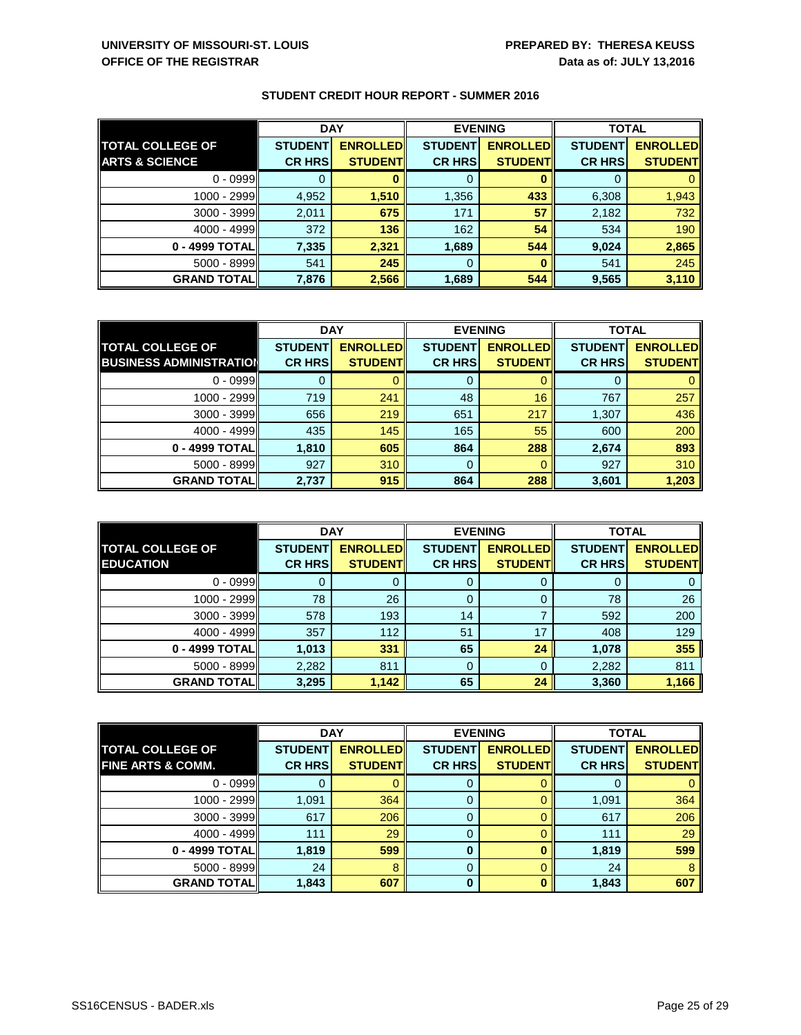**UNIVERSITY OF MISSOURI-ST. LOUIS**
**OFFICE OF THE REGISTRAR**

**PREPARED BY: THERESA KEUSS**
**Data as of: JULY 13,2016**

## STUDENT CREDIT HOUR REPORT - SUMMER 2016

| | DAY | | EVENING | | TOTAL | |
|---|---|---|---|---|---|---|
| **TOTAL COLLEGE OF ARTS & SCIENCE** | **STUDENT CR HRS** | **ENROLLED STUDENT** | **STUDENT CR HRS** | **ENROLLED STUDENT** | **STUDENT CR HRS** | **ENROLLED STUDENT** |
| 0 - 0999 | 0 | 0 | 0 | 0 | 0 | 0 |
| 1000 - 2999 | 4,952 | 1,510 | 1,356 | 433 | 6,308 | 1,943 |
| 3000 - 3999 | 2,011 | 675 | 171 | 57 | 2,182 | 732 |
| 4000 - 4999 | 372 | 136 | 162 | 54 | 534 | 190 |
| **0 - 4999 TOTAL** | **7,335** | **2,321** | **1,689** | **544** | **9,024** | **2,865** |
| 5000 - 8999 | 541 | 245 | 0 | 0 | 541 | 245 |
| **GRAND TOTAL** | **7,876** | **2,566** | **1,689** | **544** | **9,565** | **3,110** |

| | DAY | | EVENING | | TOTAL | |
|---|---|---|---|---|---|---|
| **TOTAL COLLEGE OF BUSINESS ADMINISTRATION** | **STUDENT CR HRS** | **ENROLLED STUDENT** | **STUDENT CR HRS** | **ENROLLED STUDENT** | **STUDENT CR HRS** | **ENROLLED STUDENT** |
| 0 - 0999 | 0 | 0 | 0 | 0 | 0 | 0 |
| 1000 - 2999 | 719 | 241 | 48 | 16 | 767 | 257 |
| 3000 - 3999 | 656 | 219 | 651 | 217 | 1,307 | 436 |
| 4000 - 4999 | 435 | 145 | 165 | 55 | 600 | 200 |
| **0 - 4999 TOTAL** | **1,810** | **605** | **864** | **288** | **2,674** | **893** |
| 5000 - 8999 | 927 | 310 | 0 | 0 | 927 | 310 |
| **GRAND TOTAL** | **2,737** | **915** | **864** | **288** | **3,601** | **1,203** |

| | DAY | | EVENING | | TOTAL | |
|---|---|---|---|---|---|---|
| **TOTAL COLLEGE OF EDUCATION** | **STUDENT CR HRS** | **ENROLLED STUDENT** | **STUDENT CR HRS** | **ENROLLED STUDENT** | **STUDENT CR HRS** | **ENROLLED STUDENT** |
| 0 - 0999 | 0 | 0 | 0 | 0 | 0 | 0 |
| 1000 - 2999 | 78 | 26 | 0 | 0 | 78 | 26 |
| 3000 - 3999 | 578 | 193 | 14 | 7 | 592 | 200 |
| 4000 - 4999 | 357 | 112 | 51 | 17 | 408 | 129 |
| **0 - 4999 TOTAL** | **1,013** | **331** | **65** | **24** | **1,078** | **355** |
| 5000 - 8999 | 2,282 | 811 | 0 | 0 | 2,282 | 811 |
| **GRAND TOTAL** | **3,295** | **1,142** | **65** | **24** | **3,360** | **1,166** |

| | DAY | | EVENING | | TOTAL | |
|---|---|---|---|---|---|---|
| **TOTAL COLLEGE OF FINE ARTS & COMM.** | **STUDENT CR HRS** | **ENROLLED STUDENT** | **STUDENT CR HRS** | **ENROLLED STUDENT** | **STUDENT CR HRS** | **ENROLLED STUDENT** |
| 0 - 0999 | 0 | 0 | 0 | 0 | 0 | 0 |
| 1000 - 2999 | 1,091 | 364 | 0 | 0 | 1,091 | 364 |
| 3000 - 3999 | 617 | 206 | 0 | 0 | 617 | 206 |
| 4000 - 4999 | 111 | 29 | 0 | 0 | 111 | 29 |
| **0 - 4999 TOTAL** | **1,819** | **599** | **0** | **0** | **1,819** | **599** |
| 5000 - 8999 | 24 | 8 | 0 | 0 | 24 | 8 |
| **GRAND TOTAL** | **1,843** | **607** | **0** | **0** | **1,843** | **607** |

SS16CENSUS - BADER.xls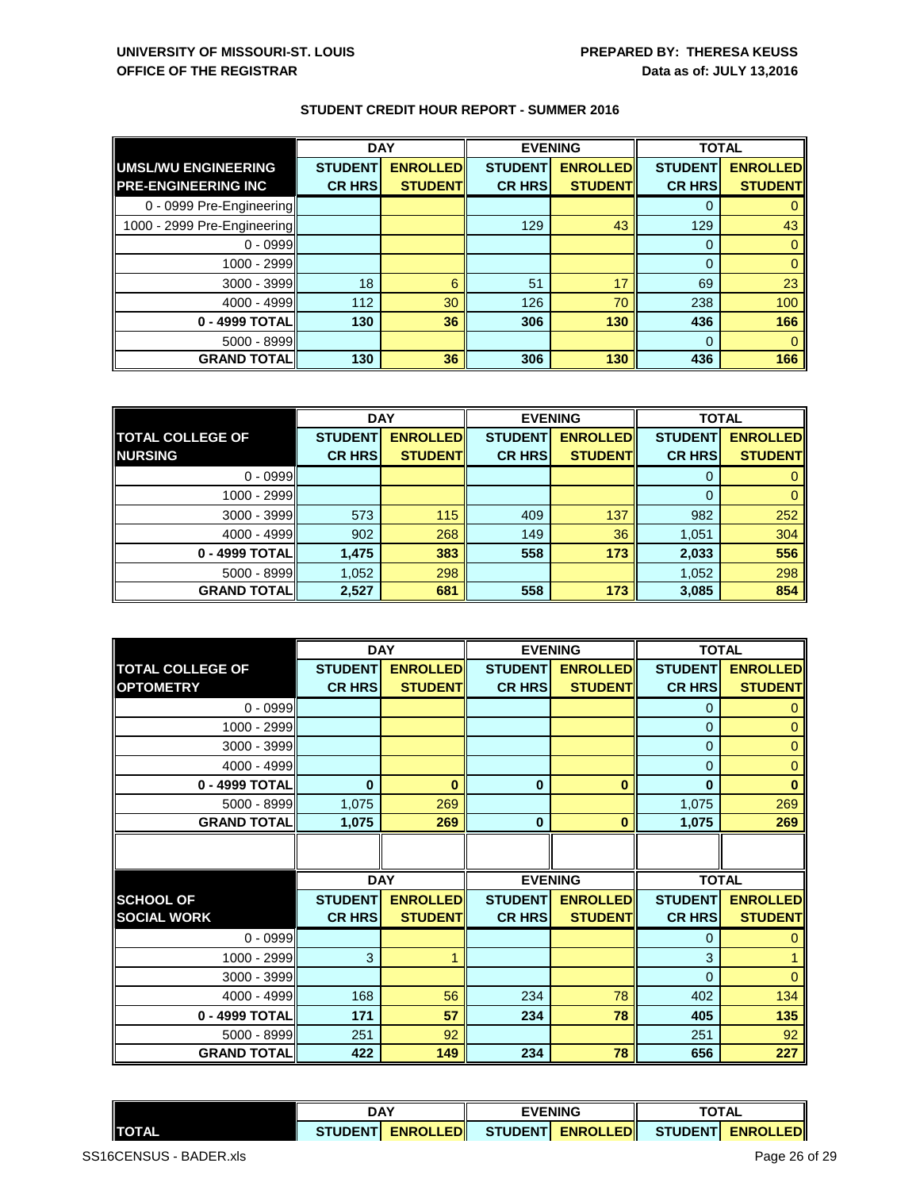UNIVERSITY OF MISSOURI-ST. LOUIS
OFFICE OF THE REGISTRAR

PREPARED BY: THERESA KEUSS
Data as of: JULY 13,2016

## STUDENT CREDIT HOUR REPORT - SUMMER 2016

| | DAY | | EVENING | | TOTAL | |
|---|---|---|---|---|---|---|
| **UMSL/WU ENGINEERING PRE-ENGINEERING INC** | **STUDENT CR HRS** | **ENROLLED STUDENT** | **STUDENT CR HRS** | **ENROLLED STUDENT** | **STUDENT CR HRS** | **ENROLLED STUDENT** |
| 0 - 0999 Pre-Engineering | | | | | 0 | 0 |
| 1000 - 2999 Pre-Engineering | | | 129 | 43 | 129 | 43 |
| 0 - 0999 | | | | | 0 | 0 |
| 1000 - 2999 | | | | | 0 | 0 |
| 3000 - 3999 | 18 | 6 | 51 | 17 | 69 | 23 |
| 4000 - 4999 | 112 | 30 | 126 | 70 | 238 | 100 |
| **0 - 4999 TOTAL** | **130** | **36** | **306** | **130** | **436** | **166** |
| 5000 - 8999 | | | | | 0 | 0 |
| **GRAND TOTAL** | **130** | **36** | **306** | **130** | **436** | **166** |

| | DAY | | EVENING | | TOTAL | |
|---|---|---|---|---|---|---|
| **TOTAL COLLEGE OF NURSING** | **STUDENT CR HRS** | **ENROLLED STUDENT** | **STUDENT CR HRS** | **ENROLLED STUDENT** | **STUDENT CR HRS** | **ENROLLED STUDENT** |
| 0 - 0999 | | | | | 0 | 0 |
| 1000 - 2999 | | | | | 0 | 0 |
| 3000 - 3999 | 573 | 115 | 409 | 137 | 982 | 252 |
| 4000 - 4999 | 902 | 268 | 149 | 36 | 1,051 | 304 |
| **0 - 4999 TOTAL** | **1,475** | **383** | **558** | **173** | **2,033** | **556** |
| 5000 - 8999 | 1,052 | 298 | | | 1,052 | 298 |
| **GRAND TOTAL** | **2,527** | **681** | **558** | **173** | **3,085** | **854** |

| | DAY | | EVENING | | TOTAL | |
|---|---|---|---|---|---|---|
| **TOTAL COLLEGE OF OPTOMETRY** | **STUDENT CR HRS** | **ENROLLED STUDENT** | **STUDENT CR HRS** | **ENROLLED STUDENT** | **STUDENT CR HRS** | **ENROLLED STUDENT** |
| 0 - 0999 | | | | | 0 | 0 |
| 1000 - 2999 | | | | | 0 | 0 |
| 3000 - 3999 | | | | | 0 | 0 |
| 4000 - 4999 | | | | | 0 | 0 |
| **0 - 4999 TOTAL** | **0** | **0** | **0** | **0** | **0** | **0** |
| 5000 - 8999 | 1,075 | 269 | | | 1,075 | 269 |
| **GRAND TOTAL** | **1,075** | **269** | **0** | **0** | **1,075** | **269** |

| | DAY | | EVENING | | TOTAL | |
|---|---|---|---|---|---|---|
| **SCHOOL OF SOCIAL WORK** | **STUDENT CR HRS** | **ENROLLED STUDENT** | **STUDENT CR HRS** | **ENROLLED STUDENT** | **STUDENT CR HRS** | **ENROLLED STUDENT** |
| 0 - 0999 | | | | | 0 | 0 |
| 1000 - 2999 | 3 | 1 | | | 3 | 1 |
| 3000 - 3999 | | | | | 0 | 0 |
| 4000 - 4999 | 168 | 56 | 234 | 78 | 402 | 134 |
| **0 - 4999 TOTAL** | **171** | **57** | **234** | **78** | **405** | **135** |
| 5000 - 8999 | 251 | 92 | | | 251 | 92 |
| **GRAND TOTAL** | **422** | **149** | **234** | **78** | **656** | **227** |

| | DAY | | EVENING | | TOTAL | |
|---|---|---|---|---|---|---|
| **TOTAL** | **STUDENT** | **ENROLLED** | **STUDENT** | **ENROLLED** | **STUDENT** | **ENROLLED** |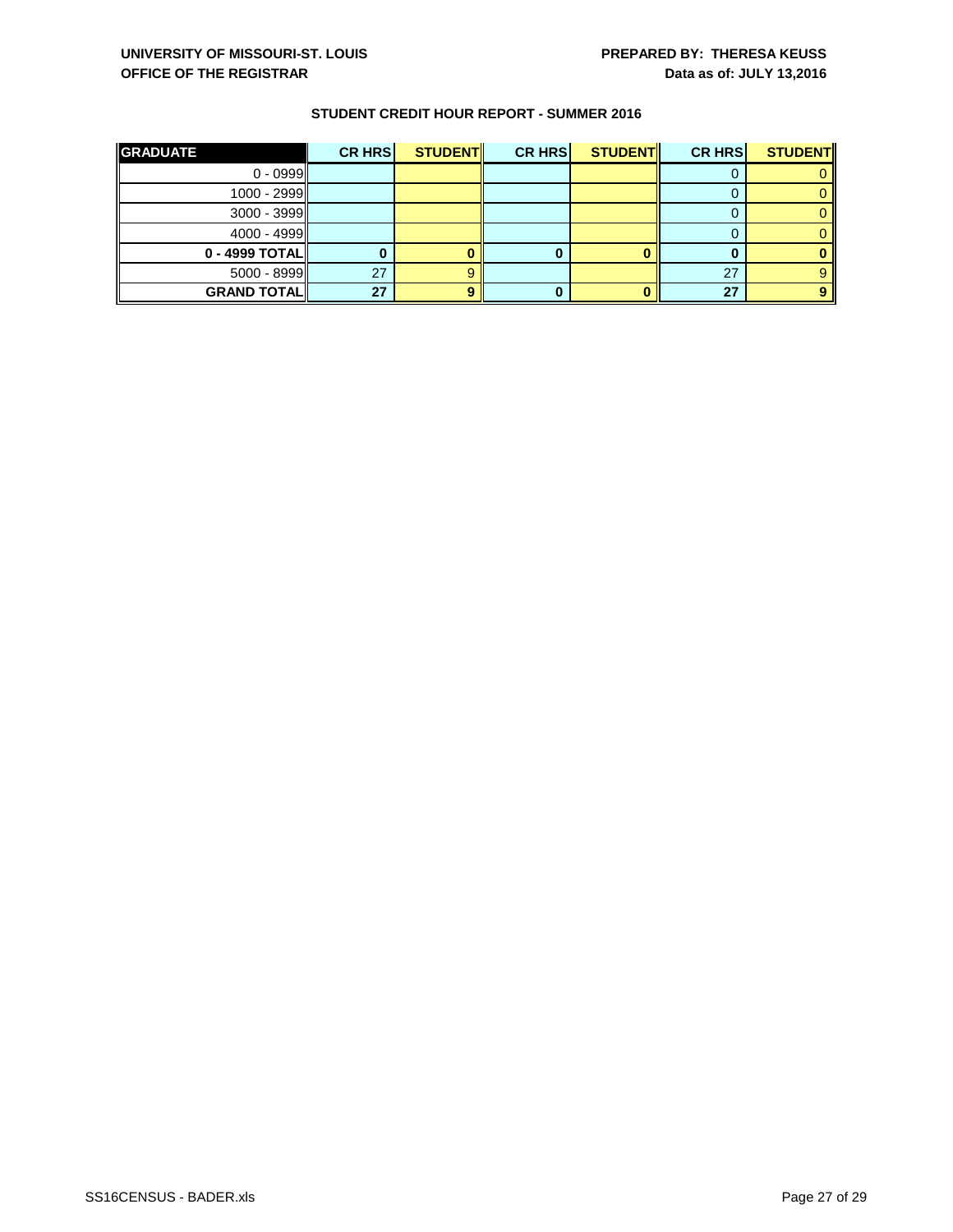**UNIVERSITY OF MISSOURI-ST. LOUIS**
**OFFICE OF THE REGISTRAR**

**PREPARED BY: THERESA KEUSS**
**Data as of: JULY 13,2016**

### STUDENT CREDIT HOUR REPORT - SUMMER 2016

| GRADUATE | CR HRS | STUDENT | CR HRS | STUDENT | CR HRS | STUDENT |
|---|---|---|---|---|---|---|
| 0 - 0999 | | | | | 0 | 0 |
| 1000 - 2999 | | | | | 0 | 0 |
| 3000 - 3999 | | | | | 0 | 0 |
| 4000 - 4999 | | | | | 0 | 0 |
| **0 - 4999 TOTAL** | **0** | **0** | **0** | **0** | **0** | **0** |
| 5000 - 8999 | 27 | 9 | | | 27 | 9 |
| **GRAND TOTAL** | **27** | **9** | **0** | **0** | **27** | **9** |

SS16CENSUS - BADER.xls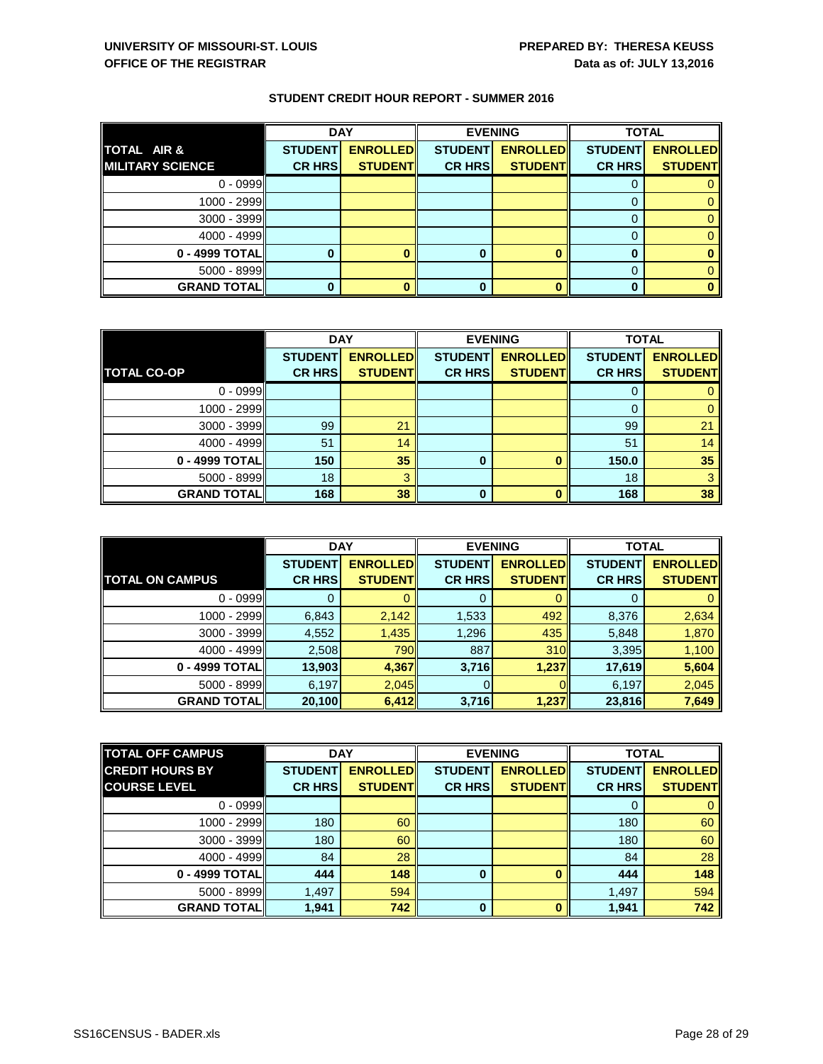**UNIVERSITY OF MISSOURI-ST. LOUIS**
**OFFICE OF THE REGISTRAR**

**PREPARED BY: THERESA KEUSS**
**Data as of: JULY 13,2016**

## STUDENT CREDIT HOUR REPORT - SUMMER 2016

| TOTAL AIR & MILITARY SCIENCE | DAY | | EVENING | | TOTAL | |
|---|---|---|---|---|---|---|
| | STUDENT CR HRS | ENROLLED STUDENT | STUDENT CR HRS | ENROLLED STUDENT | STUDENT CR HRS | ENROLLED STUDENT |
| 0 - 0999 | | | | | 0 | 0 |
| 1000 - 2999 | | | | | 0 | 0 |
| 3000 - 3999 | | | | | 0 | 0 |
| 4000 - 4999 | | | | | 0 | 0 |
| **0 - 4999 TOTAL** | **0** | **0** | **0** | **0** | **0** | **0** |
| 5000 - 8999 | | | | | 0 | 0 |
| **GRAND TOTAL** | **0** | **0** | **0** | **0** | **0** | **0** |

| TOTAL CO-OP | DAY | | EVENING | | TOTAL | |
|---|---|---|---|---|---|---|
| | STUDENT CR HRS | ENROLLED STUDENT | STUDENT CR HRS | ENROLLED STUDENT | STUDENT CR HRS | ENROLLED STUDENT |
| 0 - 0999 | | | | | 0 | 0 |
| 1000 - 2999 | | | | | 0 | 0 |
| 3000 - 3999 | 99 | 21 | | | 99 | 21 |
| 4000 - 4999 | 51 | 14 | | | 51 | 14 |
| **0 - 4999 TOTAL** | **150** | **35** | **0** | **0** | **150.0** | **35** |
| 5000 - 8999 | 18 | 3 | | | 18 | 3 |
| **GRAND TOTAL** | **168** | **38** | **0** | **0** | **168** | **38** |

| TOTAL ON CAMPUS | DAY | | EVENING | | TOTAL | |
|---|---|---|---|---|---|---|
| | STUDENT CR HRS | ENROLLED STUDENT | STUDENT CR HRS | ENROLLED STUDENT | STUDENT CR HRS | ENROLLED STUDENT |
| 0 - 0999 | 0 | 0 | 0 | 0 | 0 | 0 |
| 1000 - 2999 | 6,843 | 2,142 | 1,533 | 492 | 8,376 | 2,634 |
| 3000 - 3999 | 4,552 | 1,435 | 1,296 | 435 | 5,848 | 1,870 |
| 4000 - 4999 | 2,508 | 790 | 887 | 310 | 3,395 | 1,100 |
| **0 - 4999 TOTAL** | **13,903** | **4,367** | **3,716** | **1,237** | **17,619** | **5,604** |
| 5000 - 8999 | 6,197 | 2,045 | 0 | 0 | 6,197 | 2,045 |
| **GRAND TOTAL** | **20,100** | **6,412** | **3,716** | **1,237** | **23,816** | **7,649** |

| TOTAL OFF CAMPUS CREDIT HOURS BY COURSE LEVEL | DAY | | EVENING | | TOTAL | |
|---|---|---|---|---|---|---|
| | STUDENT CR HRS | ENROLLED STUDENT | STUDENT CR HRS | ENROLLED STUDENT | STUDENT CR HRS | ENROLLED STUDENT |
| 0 - 0999 | | | | | 0 | 0 |
| 1000 - 2999 | 180 | 60 | | | 180 | 60 |
| 3000 - 3999 | 180 | 60 | | | 180 | 60 |
| 4000 - 4999 | 84 | 28 | | | 84 | 28 |
| **0 - 4999 TOTAL** | **444** | **148** | **0** | **0** | **444** | **148** |
| 5000 - 8999 | 1,497 | 594 | | | 1,497 | 594 |
| **GRAND TOTAL** | **1,941** | **742** | **0** | **0** | **1,941** | **742** |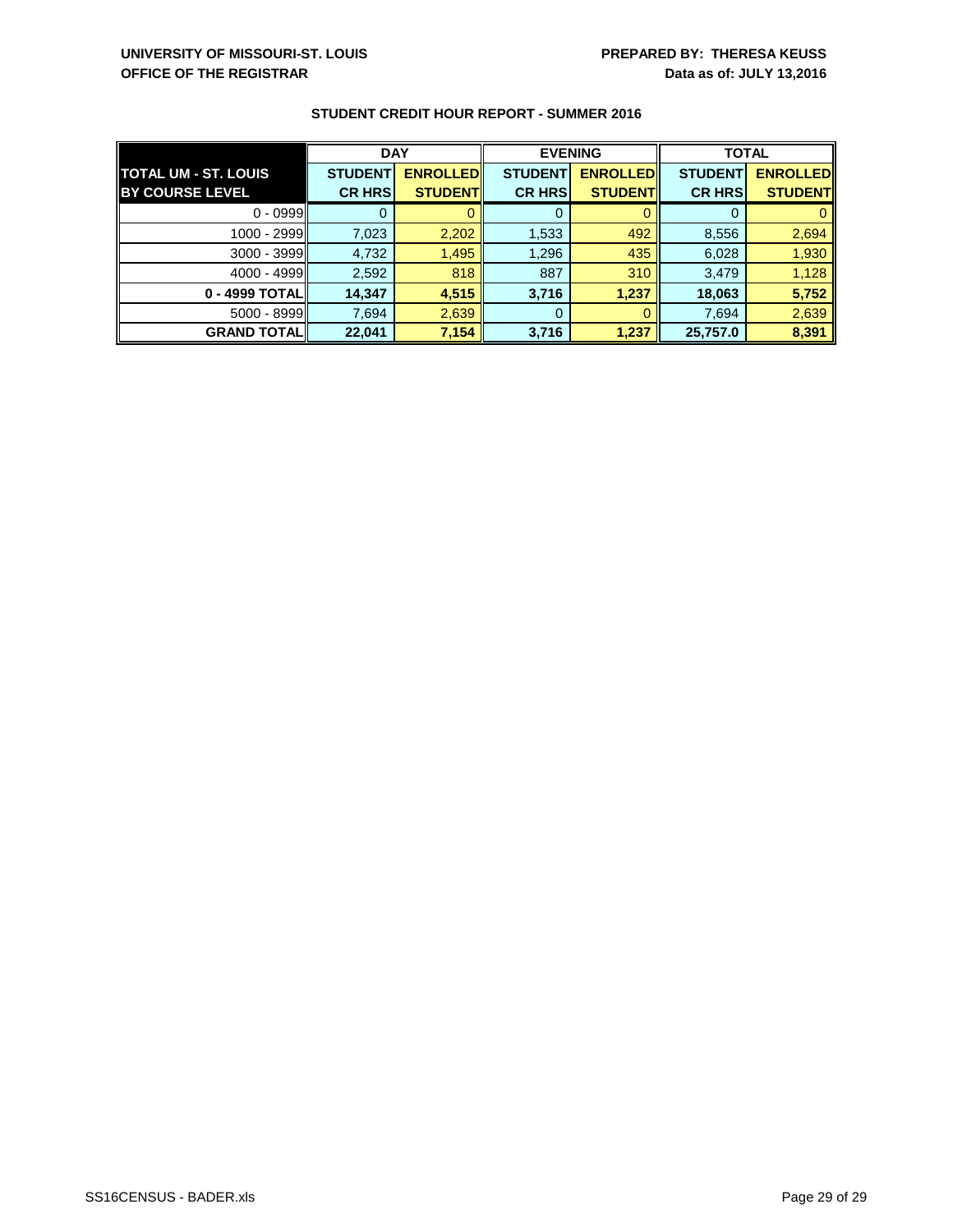UNIVERSITY OF MISSOURI-ST. LOUIS
OFFICE OF THE REGISTRAR

PREPARED BY: THERESA KEUSS
Data as of: JULY 13,2016

## STUDENT CREDIT HOUR REPORT - SUMMER 2016

| | DAY | | EVENING | | TOTAL | |
|---|---|---|---|---|---|---|
| **TOTAL UM - ST. LOUIS BY COURSE LEVEL** | **STUDENT CR HRS** | **ENROLLED STUDENT** | **STUDENT CR HRS** | **ENROLLED STUDENT** | **STUDENT CR HRS** | **ENROLLED STUDENT** |
| 0 - 0999 | 0 | 0 | 0 | 0 | 0 | 0 |
| 1000 - 2999 | 7,023 | 2,202 | 1,533 | 492 | 8,556 | 2,694 |
| 3000 - 3999 | 4,732 | 1,495 | 1,296 | 435 | 6,028 | 1,930 |
| 4000 - 4999 | 2,592 | 818 | 887 | 310 | 3,479 | 1,128 |
| **0 - 4999 TOTAL** | **14,347** | **4,515** | **3,716** | **1,237** | **18,063** | **5,752** |
| 5000 - 8999 | 7,694 | 2,639 | 0 | 0 | 7,694 | 2,639 |
| **GRAND TOTAL** | **22,041** | **7,154** | **3,716** | **1,237** | **25,757.0** | **8,391** |

SS16CENSUS - BADER.xls